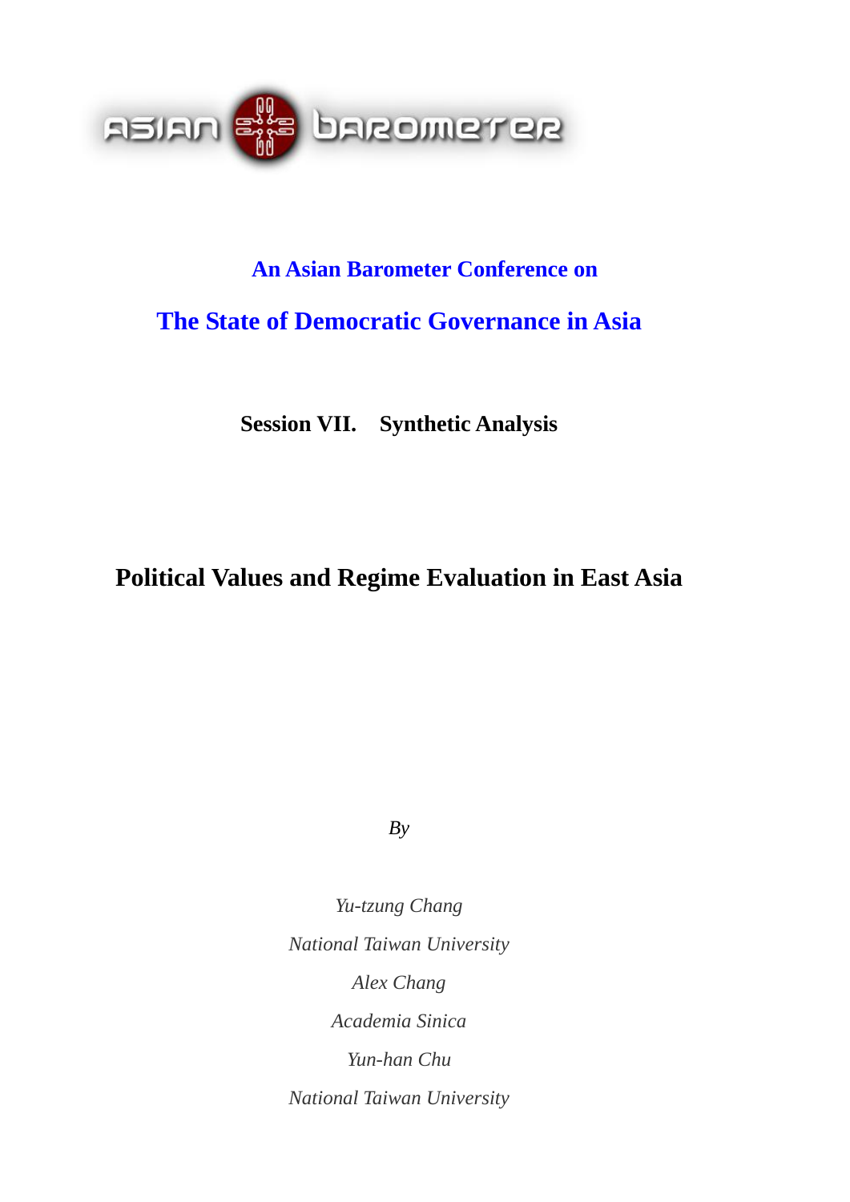ASIAN BAROMETER

**An Asian Barometer Conference on**

**The State of Democratic Governance in Asia**

**Session VII. Synthetic Analysis**

# Political Values and Regime Evaluation in East Asia

*By*

*Yu-tzung Chang*

*National Taiwan University*

*Alex Chang*

*Academia Sinica*

*Yun-han Chu*

*National Taiwan University*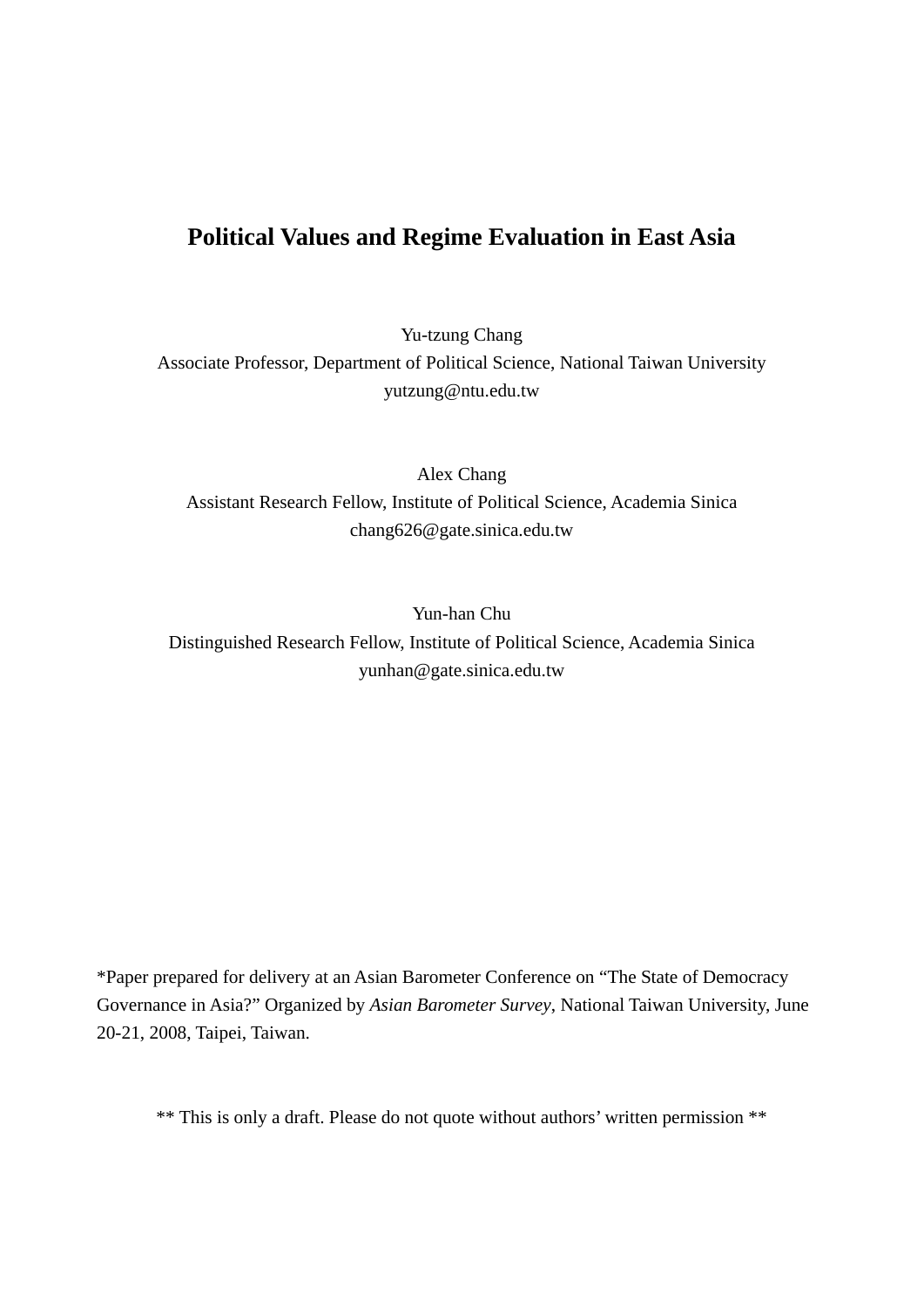# Political Values and Regime Evaluation in East Asia

Yu-tzung Chang
Associate Professor, Department of Political Science, National Taiwan University
yutzung@ntu.edu.tw

Alex Chang
Assistant Research Fellow, Institute of Political Science, Academia Sinica
chang626@gate.sinica.edu.tw

Yun-han Chu
Distinguished Research Fellow, Institute of Political Science, Academia Sinica
yunhan@gate.sinica.edu.tw

*Paper prepared for delivery at an Asian Barometer Conference on "The State of Democracy Governance in Asia?" Organized by *Asian Barometer Survey*, National Taiwan University, June 20-21, 2008, Taipei, Taiwan.

** This is only a draft. Please do not quote without authors' written permission **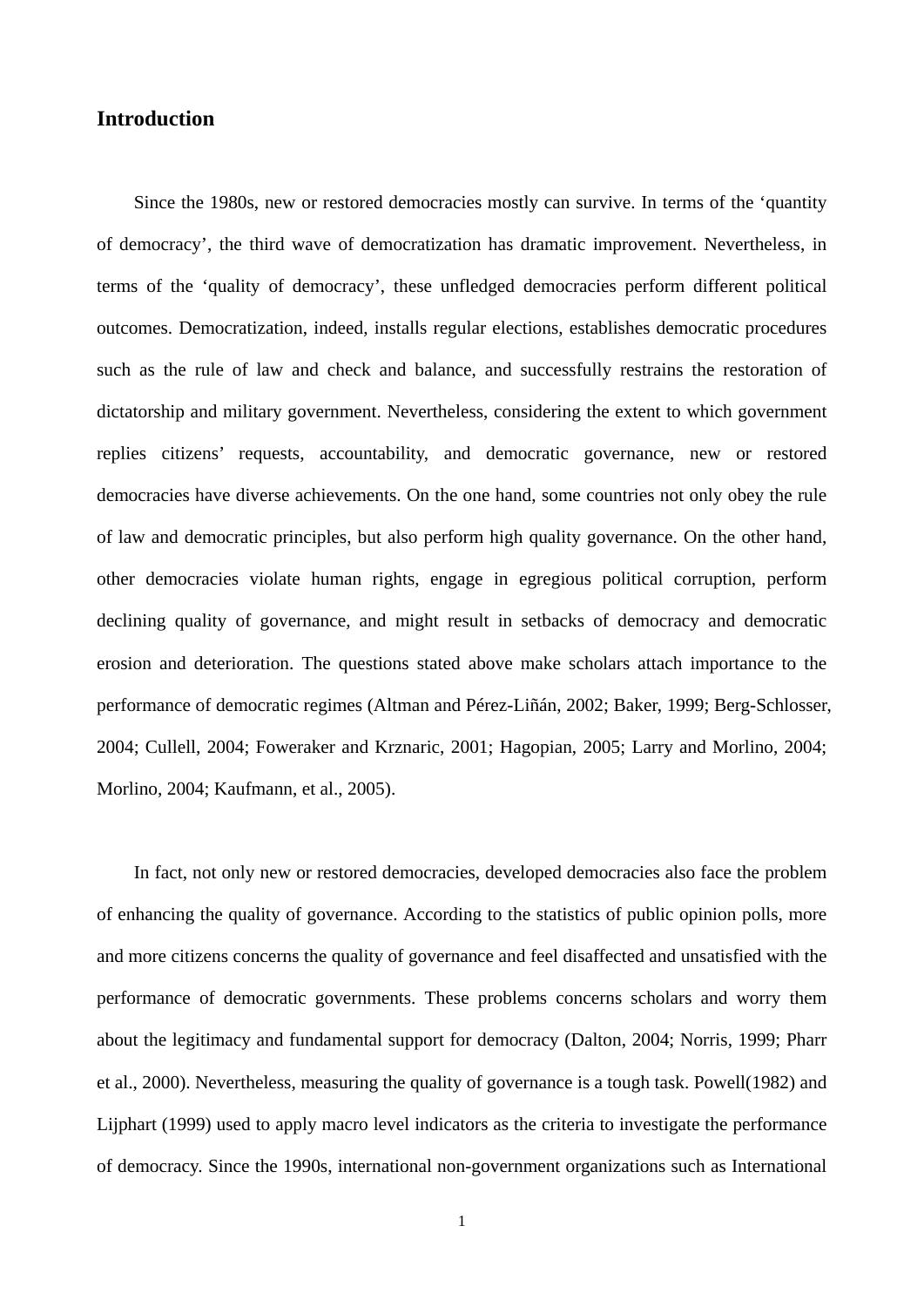## Introduction

Since the 1980s, new or restored democracies mostly can survive. In terms of the 'quantity of democracy', the third wave of democratization has dramatic improvement. Nevertheless, in terms of the 'quality of democracy', these unfledged democracies perform different political outcomes. Democratization, indeed, installs regular elections, establishes democratic procedures such as the rule of law and check and balance, and successfully restrains the restoration of dictatorship and military government. Nevertheless, considering the extent to which government replies citizens' requests, accountability, and democratic governance, new or restored democracies have diverse achievements. On the one hand, some countries not only obey the rule of law and democratic principles, but also perform high quality governance. On the other hand, other democracies violate human rights, engage in egregious political corruption, perform declining quality of governance, and might result in setbacks of democracy and democratic erosion and deterioration. The questions stated above make scholars attach importance to the performance of democratic regimes (Altman and Pérez-Liñán, 2002; Baker, 1999; Berg-Schlosser, 2004; Cullell, 2004; Foweraker and Krznaric, 2001; Hagopian, 2005; Larry and Morlino, 2004; Morlino, 2004; Kaufmann, et al., 2005).

In fact, not only new or restored democracies, developed democracies also face the problem of enhancing the quality of governance. According to the statistics of public opinion polls, more and more citizens concerns the quality of governance and feel disaffected and unsatisfied with the performance of democratic governments. These problems concerns scholars and worry them about the legitimacy and fundamental support for democracy (Dalton, 2004; Norris, 1999; Pharr et al., 2000). Nevertheless, measuring the quality of governance is a tough task. Powell(1982) and Lijphart (1999) used to apply macro level indicators as the criteria to investigate the performance of democracy. Since the 1990s, international non-government organizations such as International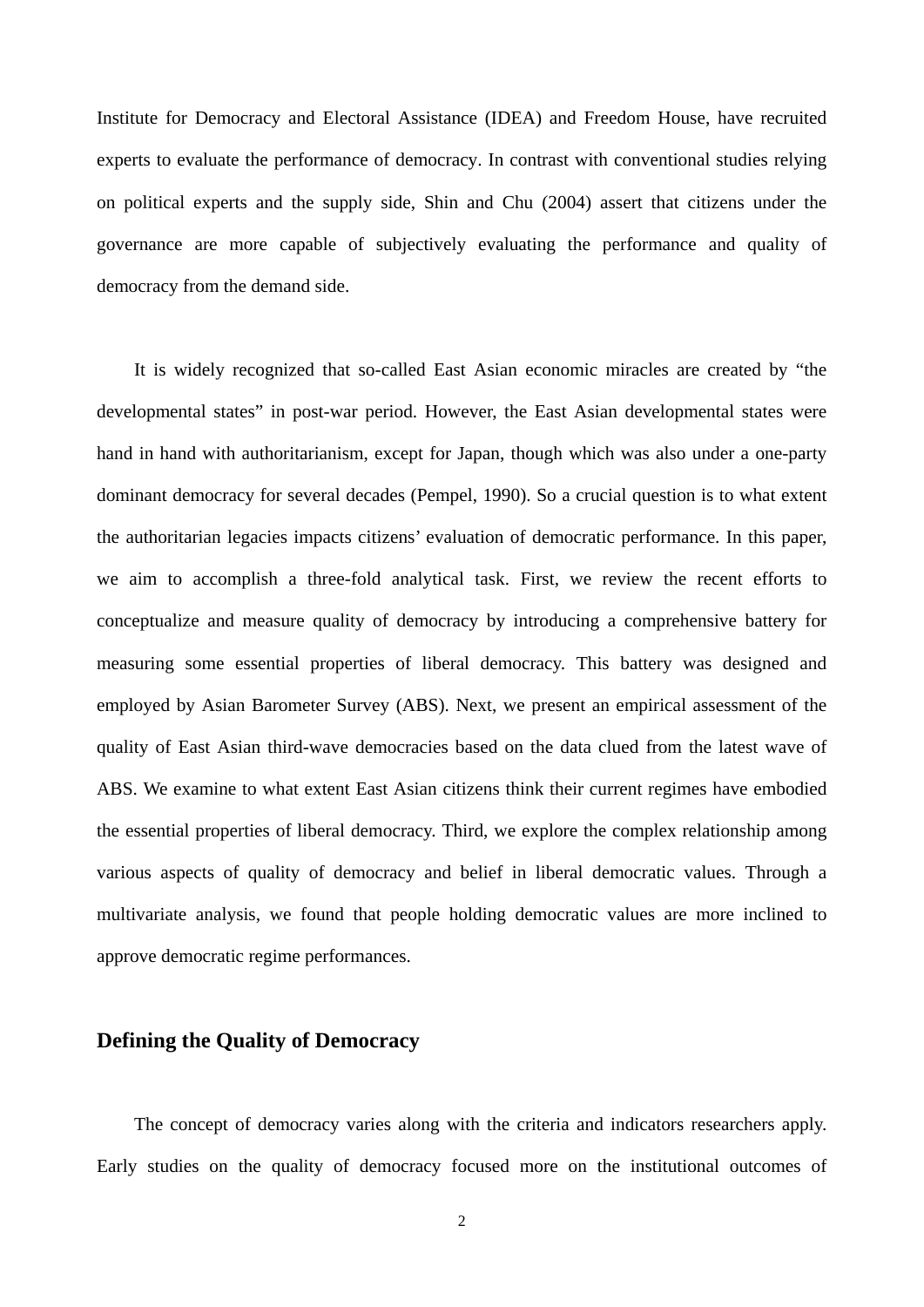Institute for Democracy and Electoral Assistance (IDEA) and Freedom House, have recruited experts to evaluate the performance of democracy. In contrast with conventional studies relying on political experts and the supply side, Shin and Chu (2004) assert that citizens under the governance are more capable of subjectively evaluating the performance and quality of democracy from the demand side.

It is widely recognized that so-called East Asian economic miracles are created by “the developmental states” in post-war period. However, the East Asian developmental states were hand in hand with authoritarianism, except for Japan, though which was also under a one-party dominant democracy for several decades (Pempel, 1990). So a crucial question is to what extent the authoritarian legacies impacts citizens’ evaluation of democratic performance. In this paper, we aim to accomplish a three-fold analytical task. First, we review the recent efforts to conceptualize and measure quality of democracy by introducing a comprehensive battery for measuring some essential properties of liberal democracy. This battery was designed and employed by Asian Barometer Survey (ABS). Next, we present an empirical assessment of the quality of East Asian third-wave democracies based on the data clued from the latest wave of ABS. We examine to what extent East Asian citizens think their current regimes have embodied the essential properties of liberal democracy. Third, we explore the complex relationship among various aspects of quality of democracy and belief in liberal democratic values. Through a multivariate analysis, we found that people holding democratic values are more inclined to approve democratic regime performances.

## Defining the Quality of Democracy

The concept of democracy varies along with the criteria and indicators researchers apply. Early studies on the quality of democracy focused more on the institutional outcomes of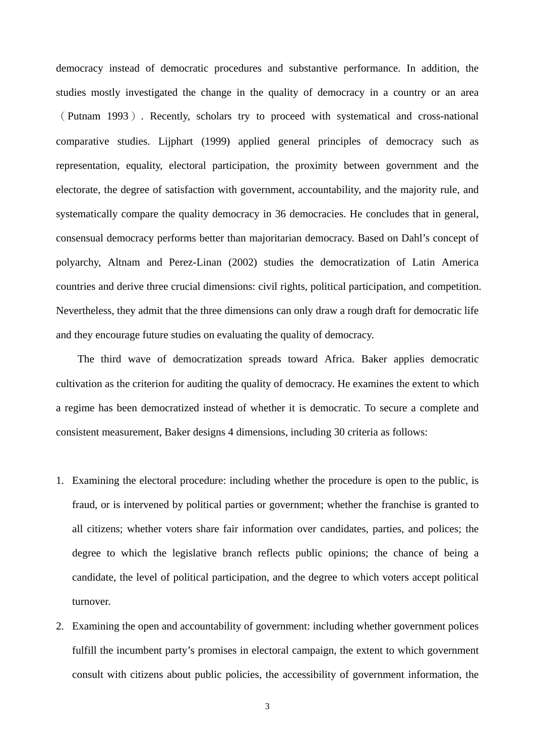democracy instead of democratic procedures and substantive performance. In addition, the studies mostly investigated the change in the quality of democracy in a country or an area （Putnam 1993）. Recently, scholars try to proceed with systematical and cross-national comparative studies. Lijphart (1999) applied general principles of democracy such as representation, equality, electoral participation, the proximity between government and the electorate, the degree of satisfaction with government, accountability, and the majority rule, and systematically compare the quality democracy in 36 democracies. He concludes that in general, consensual democracy performs better than majoritarian democracy. Based on Dahl's concept of polyarchy, Altnam and Perez-Linan (2002) studies the democratization of Latin America countries and derive three crucial dimensions: civil rights, political participation, and competition. Nevertheless, they admit that the three dimensions can only draw a rough draft for democratic life and they encourage future studies on evaluating the quality of democracy.

The third wave of democratization spreads toward Africa. Baker applies democratic cultivation as the criterion for auditing the quality of democracy. He examines the extent to which a regime has been democratized instead of whether it is democratic. To secure a complete and consistent measurement, Baker designs 4 dimensions, including 30 criteria as follows:

1. Examining the electoral procedure: including whether the procedure is open to the public, is fraud, or is intervened by political parties or government; whether the franchise is granted to all citizens; whether voters share fair information over candidates, parties, and polices; the degree to which the legislative branch reflects public opinions; the chance of being a candidate, the level of political participation, and the degree to which voters accept political turnover.
2. Examining the open and accountability of government: including whether government polices fulfill the incumbent party's promises in electoral campaign, the extent to which government consult with citizens about public policies, the accessibility of government information, the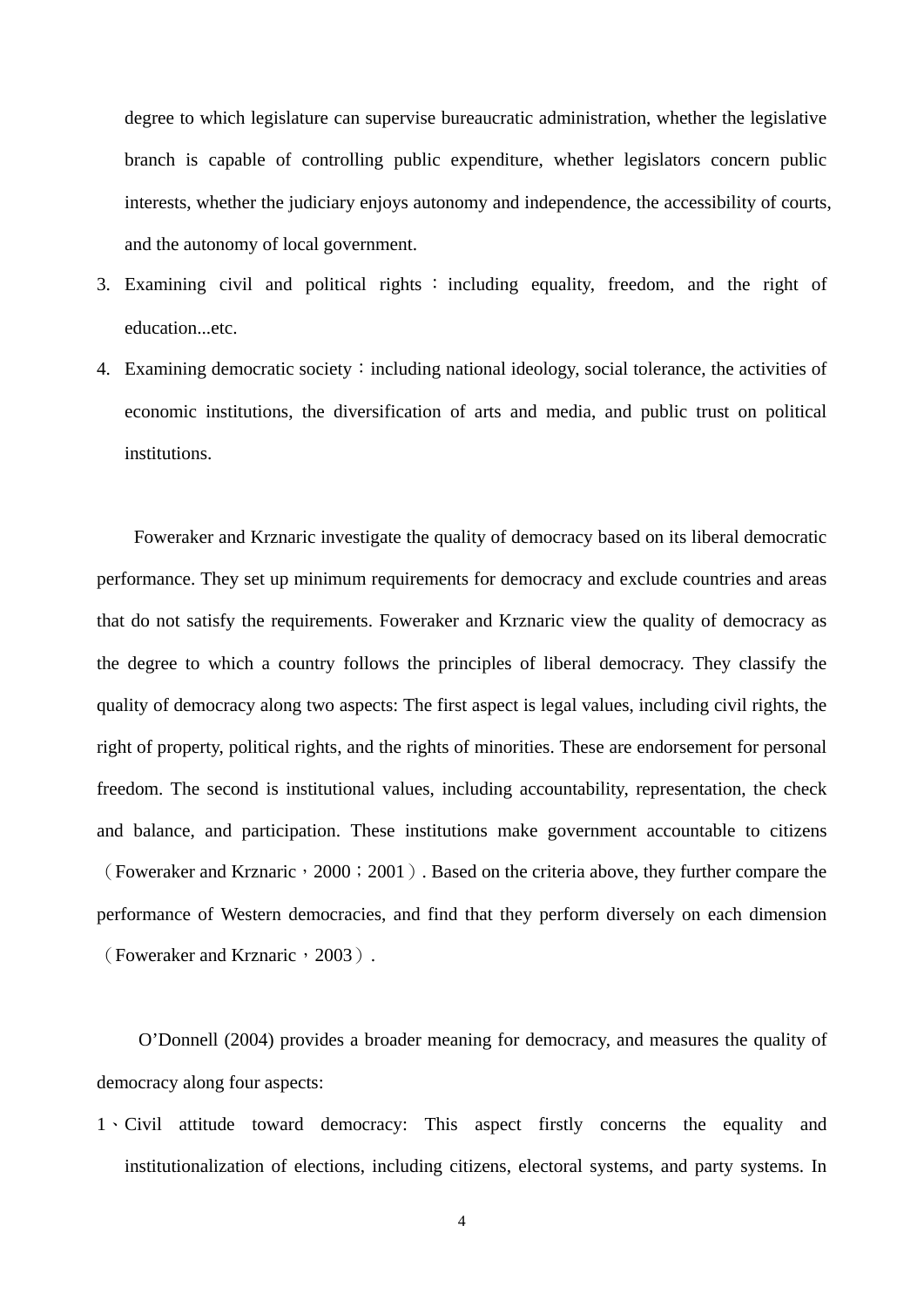degree to which legislature can supervise bureaucratic administration, whether the legislative branch is capable of controlling public expenditure, whether legislators concern public interests, whether the judiciary enjoys autonomy and independence, the accessibility of courts, and the autonomy of local government.

3. Examining civil and political rights：including equality, freedom, and the right of education...etc.
4. Examining democratic society：including national ideology, social tolerance, the activities of economic institutions, the diversification of arts and media, and public trust on political institutions.

Foweraker and Krznaric investigate the quality of democracy based on its liberal democratic performance. They set up minimum requirements for democracy and exclude countries and areas that do not satisfy the requirements. Foweraker and Krznaric view the quality of democracy as the degree to which a country follows the principles of liberal democracy. They classify the quality of democracy along two aspects: The first aspect is legal values, including civil rights, the right of property, political rights, and the rights of minorities. These are endorsement for personal freedom. The second is institutional values, including accountability, representation, the check and balance, and participation. These institutions make government accountable to citizens（Foweraker and Krznaric，2000；2001）. Based on the criteria above, they further compare the performance of Western democracies, and find that they perform diversely on each dimension（Foweraker and Krznaric，2003）.

O'Donnell (2004) provides a broader meaning for democracy, and measures the quality of democracy along four aspects:

1、Civil attitude toward democracy: This aspect firstly concerns the equality and institutionalization of elections, including citizens, electoral systems, and party systems. In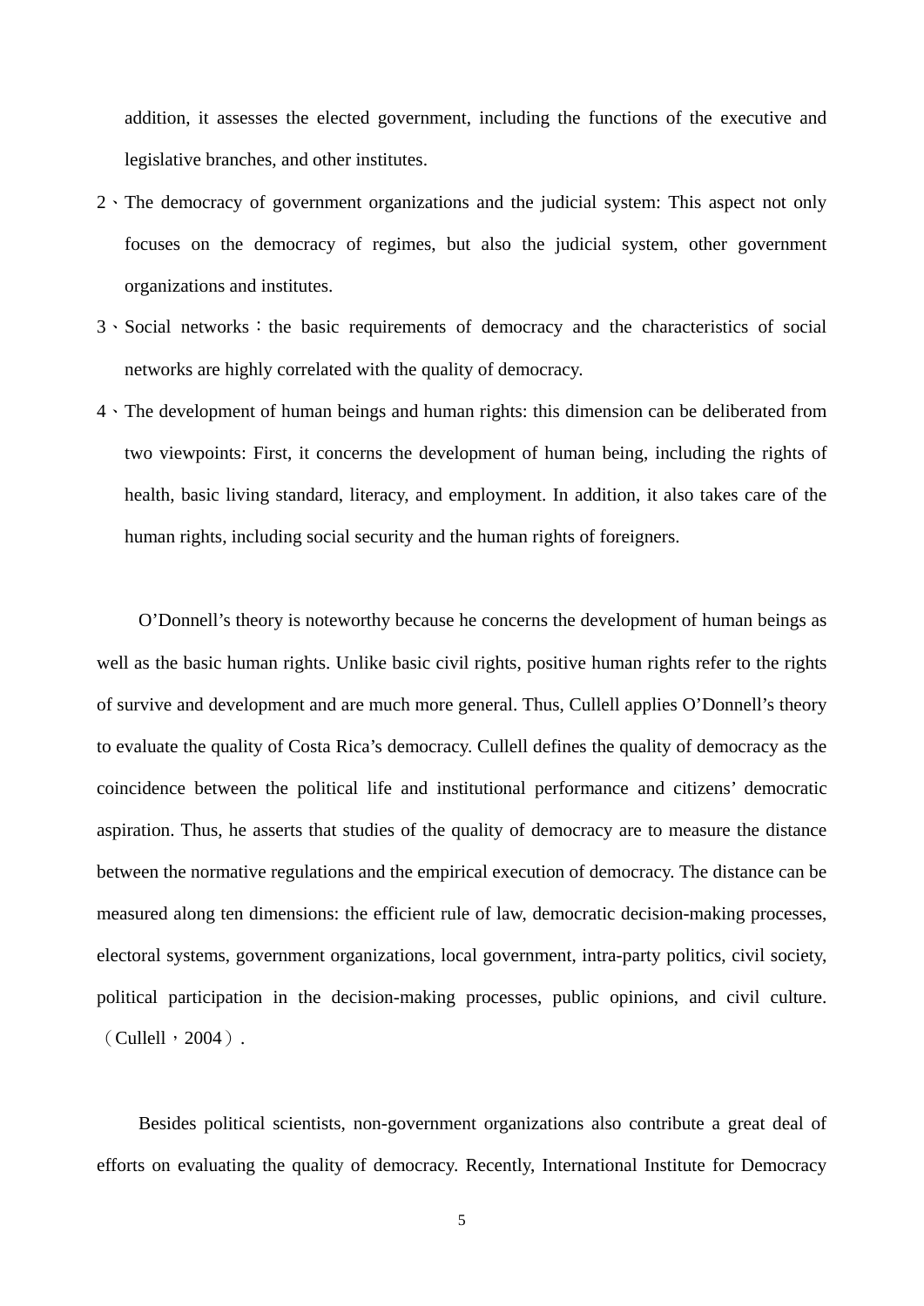addition, it assesses the elected government, including the functions of the executive and legislative branches, and other institutes.

2、The democracy of government organizations and the judicial system: This aspect not only focuses on the democracy of regimes, but also the judicial system, other government organizations and institutes.

3、Social networks：the basic requirements of democracy and the characteristics of social networks are highly correlated with the quality of democracy.

4、The development of human beings and human rights: this dimension can be deliberated from two viewpoints: First, it concerns the development of human being, including the rights of health, basic living standard, literacy, and employment. In addition, it also takes care of the human rights, including social security and the human rights of foreigners.

O'Donnell's theory is noteworthy because he concerns the development of human beings as well as the basic human rights. Unlike basic civil rights, positive human rights refer to the rights of survive and development and are much more general. Thus, Cullell applies O'Donnell's theory to evaluate the quality of Costa Rica's democracy. Cullell defines the quality of democracy as the coincidence between the political life and institutional performance and citizens' democratic aspiration. Thus, he asserts that studies of the quality of democracy are to measure the distance between the normative regulations and the empirical execution of democracy. The distance can be measured along ten dimensions: the efficient rule of law, democratic decision-making processes, electoral systems, government organizations, local government, intra-party politics, civil society, political participation in the decision-making processes, public opinions, and civil culture.（Cullell，2004）.

Besides political scientists, non-government organizations also contribute a great deal of efforts on evaluating the quality of democracy. Recently, International Institute for Democracy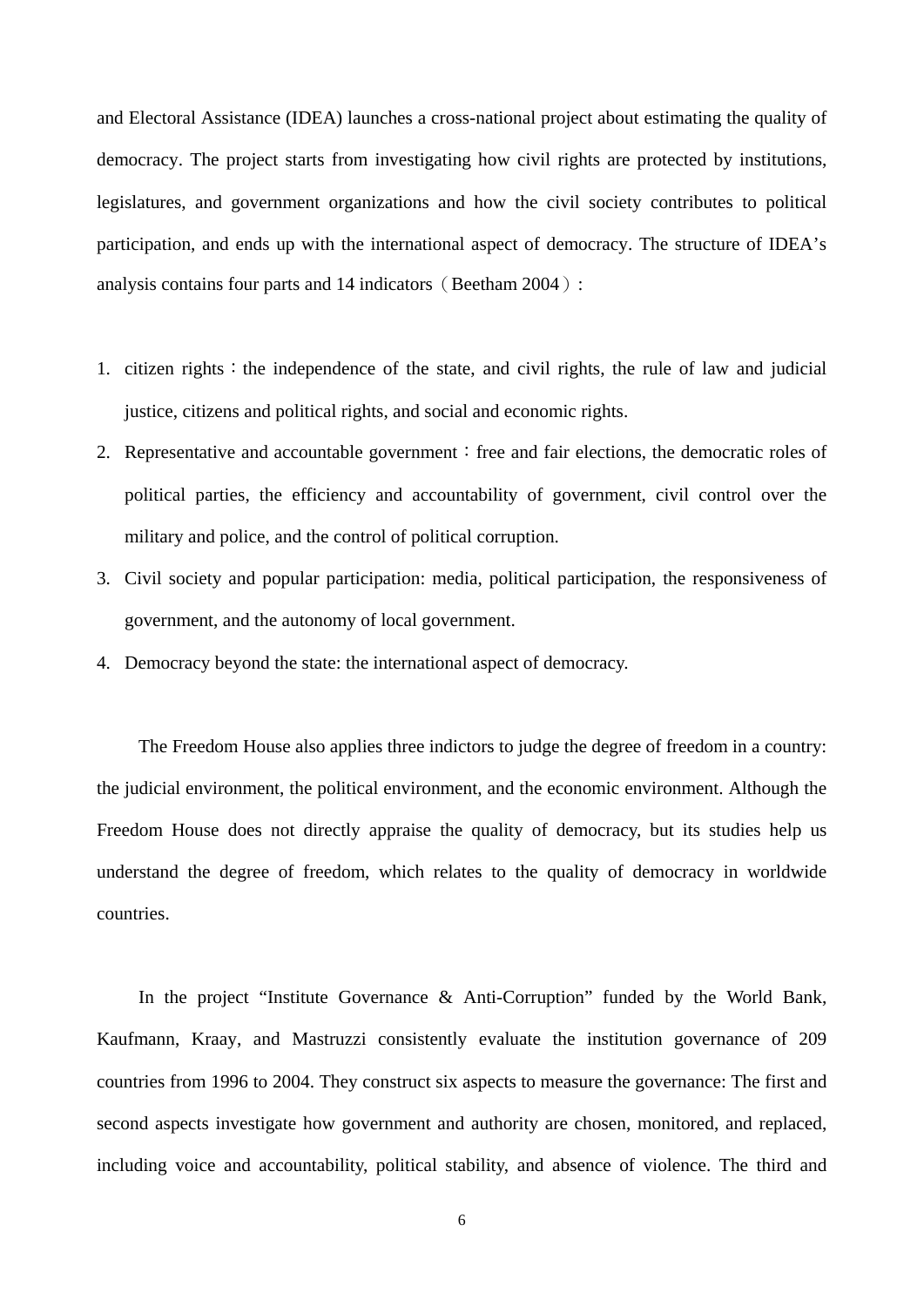and Electoral Assistance (IDEA) launches a cross-national project about estimating the quality of democracy. The project starts from investigating how civil rights are protected by institutions, legislatures, and government organizations and how the civil society contributes to political participation, and ends up with the international aspect of democracy. The structure of IDEA's analysis contains four parts and 14 indicators（Beetham 2004）:

1. citizen rights：the independence of the state, and civil rights, the rule of law and judicial justice, citizens and political rights, and social and economic rights.
2. Representative and accountable government：free and fair elections, the democratic roles of political parties, the efficiency and accountability of government, civil control over the military and police, and the control of political corruption.
3. Civil society and popular participation: media, political participation, the responsiveness of government, and the autonomy of local government.
4. Democracy beyond the state: the international aspect of democracy.

The Freedom House also applies three indictors to judge the degree of freedom in a country: the judicial environment, the political environment, and the economic environment. Although the Freedom House does not directly appraise the quality of democracy, but its studies help us understand the degree of freedom, which relates to the quality of democracy in worldwide countries.

In the project "Institute Governance & Anti-Corruption" funded by the World Bank, Kaufmann, Kraay, and Mastruzzi consistently evaluate the institution governance of 209 countries from 1996 to 2004. They construct six aspects to measure the governance: The first and second aspects investigate how government and authority are chosen, monitored, and replaced, including voice and accountability, political stability, and absence of violence. The third and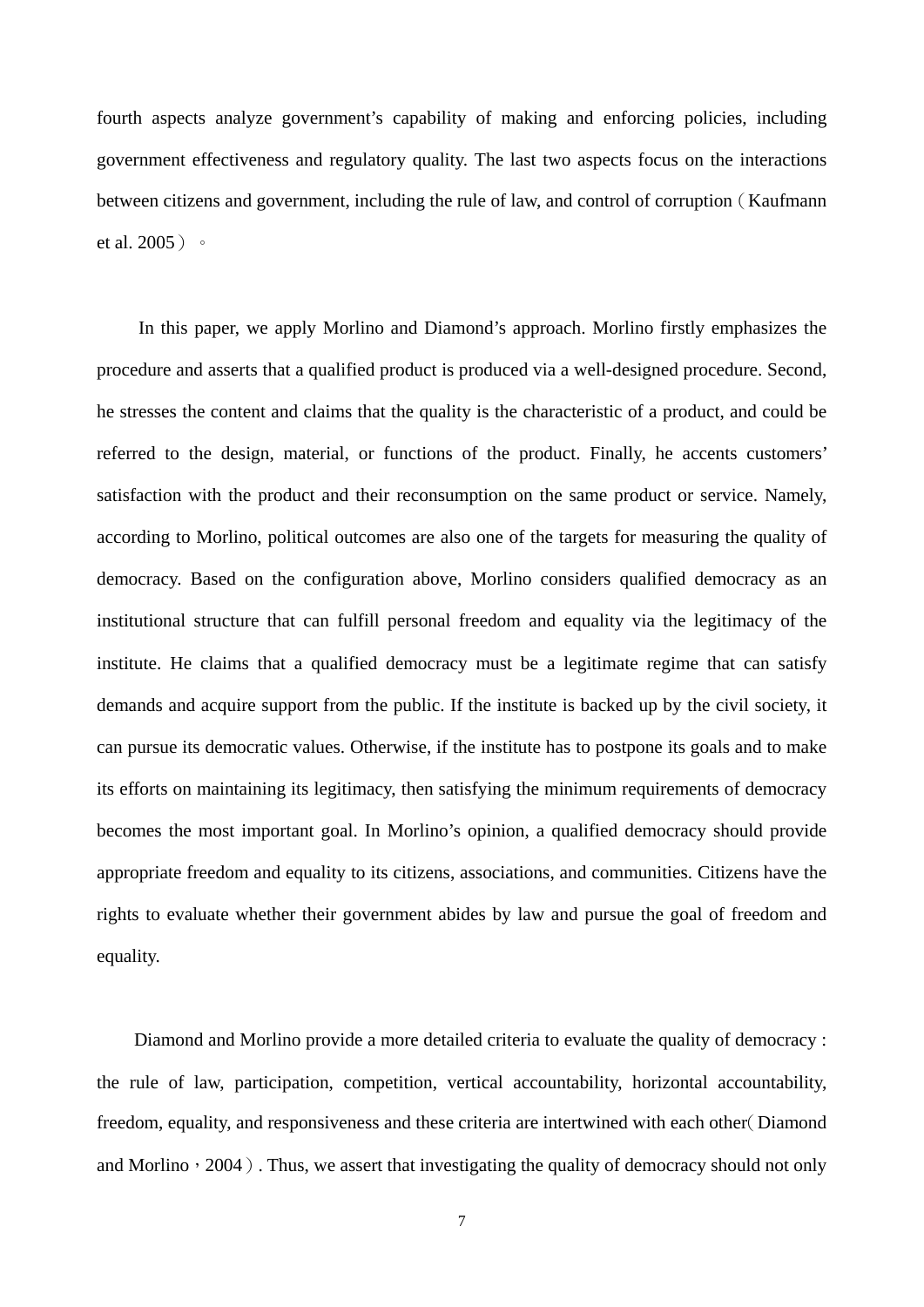fourth aspects analyze government's capability of making and enforcing policies, including government effectiveness and regulatory quality. The last two aspects focus on the interactions between citizens and government, including the rule of law, and control of corruption（Kaufmann et al. 2005）。

In this paper, we apply Morlino and Diamond's approach. Morlino firstly emphasizes the procedure and asserts that a qualified product is produced via a well-designed procedure. Second, he stresses the content and claims that the quality is the characteristic of a product, and could be referred to the design, material, or functions of the product. Finally, he accents customers' satisfaction with the product and their reconsumption on the same product or service. Namely, according to Morlino, political outcomes are also one of the targets for measuring the quality of democracy. Based on the configuration above, Morlino considers qualified democracy as an institutional structure that can fulfill personal freedom and equality via the legitimacy of the institute. He claims that a qualified democracy must be a legitimate regime that can satisfy demands and acquire support from the public. If the institute is backed up by the civil society, it can pursue its democratic values. Otherwise, if the institute has to postpone its goals and to make its efforts on maintaining its legitimacy, then satisfying the minimum requirements of democracy becomes the most important goal. In Morlino's opinion, a qualified democracy should provide appropriate freedom and equality to its citizens, associations, and communities. Citizens have the rights to evaluate whether their government abides by law and pursue the goal of freedom and equality.

Diamond and Morlino provide a more detailed criteria to evaluate the quality of democracy : the rule of law, participation, competition, vertical accountability, horizontal accountability, freedom, equality, and responsiveness and these criteria are intertwined with each other（Diamond and Morlino，2004）. Thus, we assert that investigating the quality of democracy should not only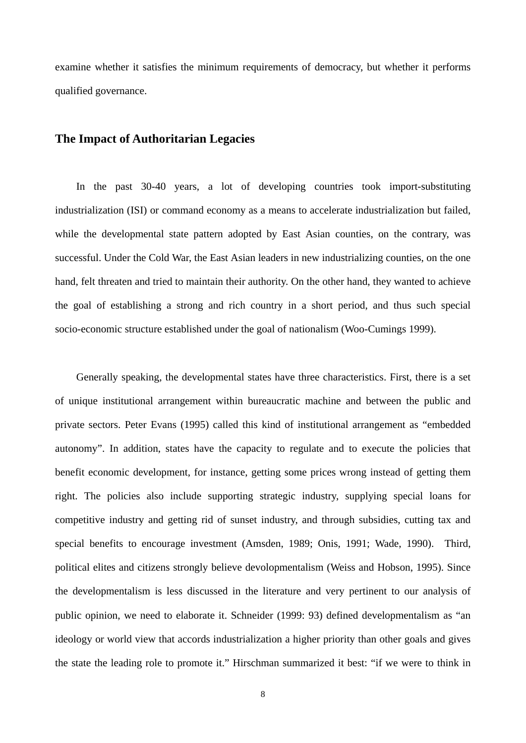examine whether it satisfies the minimum requirements of democracy, but whether it performs qualified governance.

## The Impact of Authoritarian Legacies

In the past 30-40 years, a lot of developing countries took import-substituting industrialization (ISI) or command economy as a means to accelerate industrialization but failed, while the developmental state pattern adopted by East Asian counties, on the contrary, was successful. Under the Cold War, the East Asian leaders in new industrializing counties, on the one hand, felt threaten and tried to maintain their authority. On the other hand, they wanted to achieve the goal of establishing a strong and rich country in a short period, and thus such special socio-economic structure established under the goal of nationalism (Woo-Cumings 1999).

Generally speaking, the developmental states have three characteristics. First, there is a set of unique institutional arrangement within bureaucratic machine and between the public and private sectors. Peter Evans (1995) called this kind of institutional arrangement as "embedded autonomy". In addition, states have the capacity to regulate and to execute the policies that benefit economic development, for instance, getting some prices wrong instead of getting them right. The policies also include supporting strategic industry, supplying special loans for competitive industry and getting rid of sunset industry, and through subsidies, cutting tax and special benefits to encourage investment (Amsden, 1989; Onis, 1991; Wade, 1990). Third, political elites and citizens strongly believe devolopmentalism (Weiss and Hobson, 1995). Since the developmentalism is less discussed in the literature and very pertinent to our analysis of public opinion, we need to elaborate it. Schneider (1999: 93) defined developmentalism as "an ideology or world view that accords industrialization a higher priority than other goals and gives the state the leading role to promote it." Hirschman summarized it best: "if we were to think in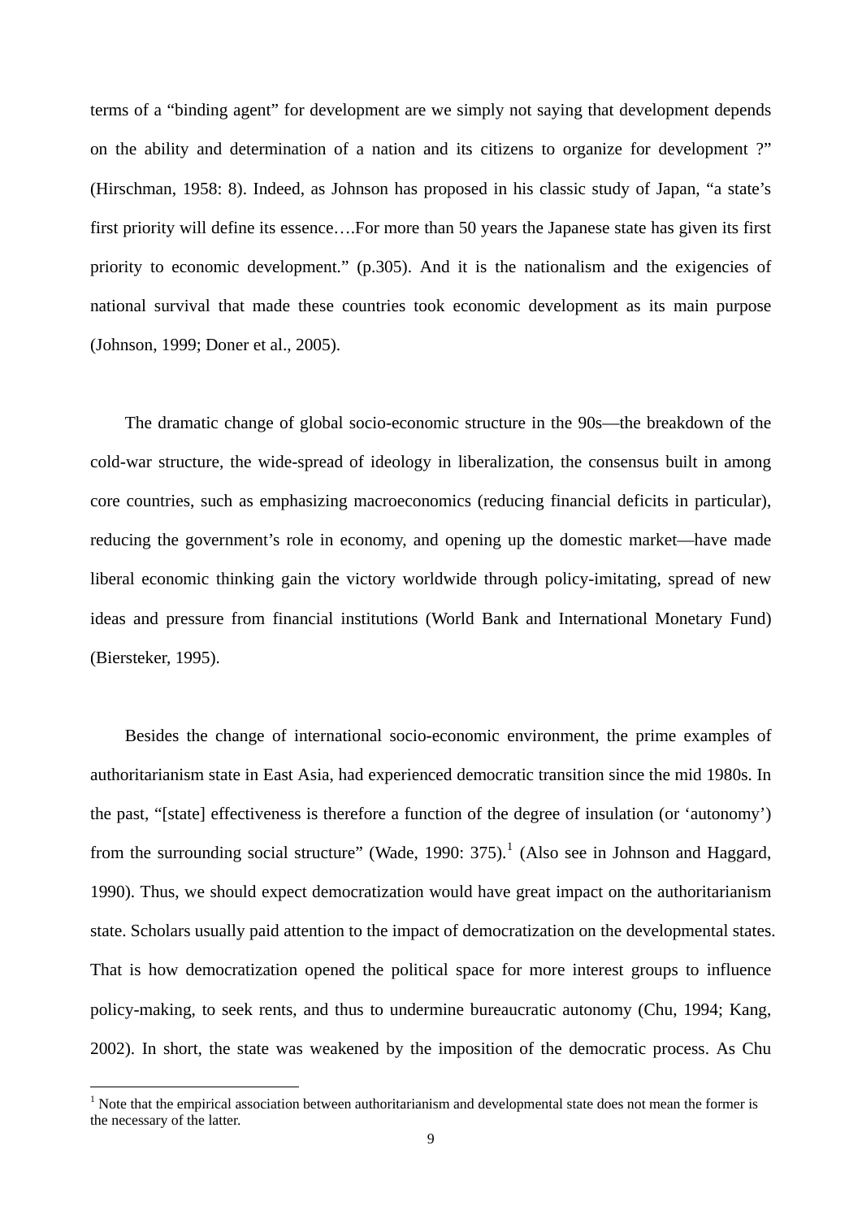terms of a "binding agent" for development are we simply not saying that development depends on the ability and determination of a nation and its citizens to organize for development ?" (Hirschman, 1958: 8). Indeed, as Johnson has proposed in his classic study of Japan, "a state's first priority will define its essence….For more than 50 years the Japanese state has given its first priority to economic development." (p.305). And it is the nationalism and the exigencies of national survival that made these countries took economic development as its main purpose (Johnson, 1999; Doner et al., 2005).

The dramatic change of global socio-economic structure in the 90s—the breakdown of the cold-war structure, the wide-spread of ideology in liberalization, the consensus built in among core countries, such as emphasizing macroeconomics (reducing financial deficits in particular), reducing the government's role in economy, and opening up the domestic market—have made liberal economic thinking gain the victory worldwide through policy-imitating, spread of new ideas and pressure from financial institutions (World Bank and International Monetary Fund) (Biersteker, 1995).

Besides the change of international socio-economic environment, the prime examples of authoritarianism state in East Asia, had experienced democratic transition since the mid 1980s. In the past, "[state] effectiveness is therefore a function of the degree of insulation (or 'autonomy') from the surrounding social structure" (Wade, 1990: 375).[1] (Also see in Johnson and Haggard, 1990). Thus, we should expect democratization would have great impact on the authoritarianism state. Scholars usually paid attention to the impact of democratization on the developmental states. That is how democratization opened the political space for more interest groups to influence policy-making, to seek rents, and thus to undermine bureaucratic autonomy (Chu, 1994; Kang, 2002). In short, the state was weakened by the imposition of the democratic process. As Chu

[1] Note that the empirical association between authoritarianism and developmental state does not mean the former is the necessary of the latter.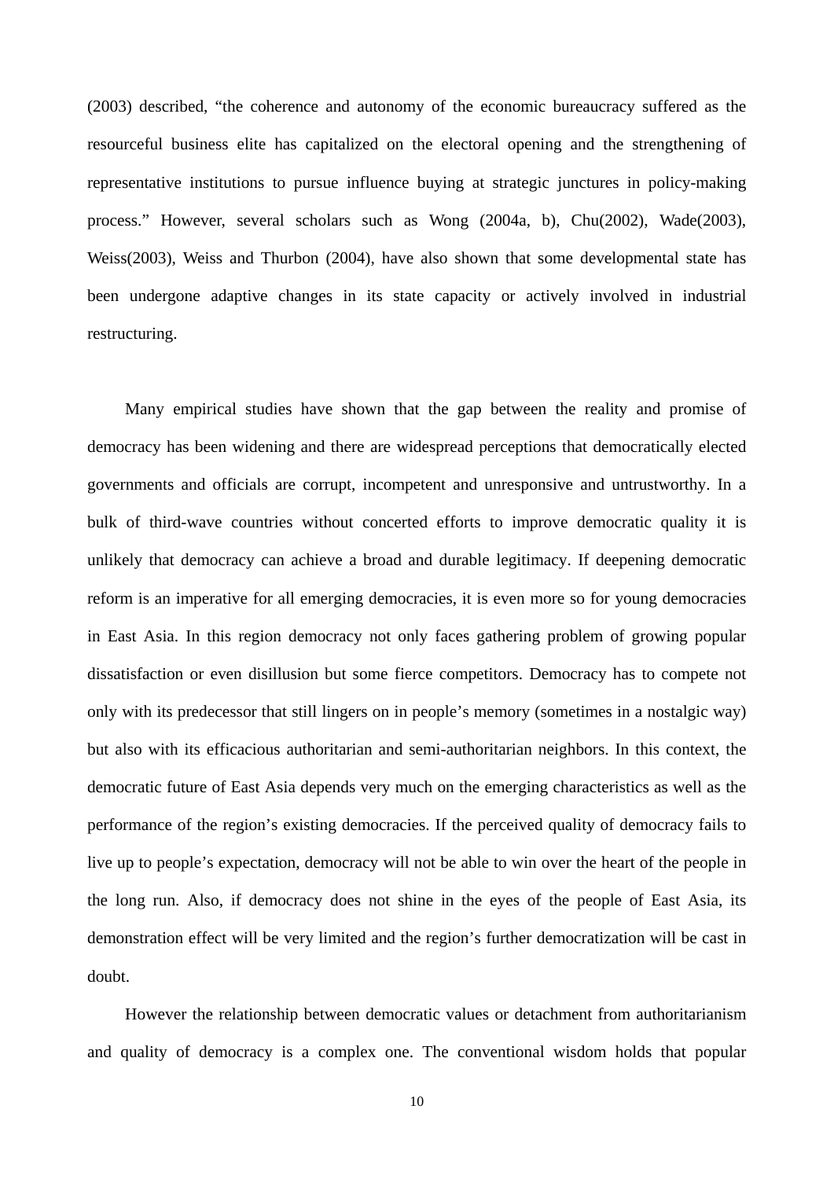(2003) described, "the coherence and autonomy of the economic bureaucracy suffered as the resourceful business elite has capitalized on the electoral opening and the strengthening of representative institutions to pursue influence buying at strategic junctures in policy-making process." However, several scholars such as Wong (2004a, b), Chu(2002), Wade(2003), Weiss(2003), Weiss and Thurbon (2004), have also shown that some developmental state has been undergone adaptive changes in its state capacity or actively involved in industrial restructuring.

Many empirical studies have shown that the gap between the reality and promise of democracy has been widening and there are widespread perceptions that democratically elected governments and officials are corrupt, incompetent and unresponsive and untrustworthy. In a bulk of third-wave countries without concerted efforts to improve democratic quality it is unlikely that democracy can achieve a broad and durable legitimacy. If deepening democratic reform is an imperative for all emerging democracies, it is even more so for young democracies in East Asia. In this region democracy not only faces gathering problem of growing popular dissatisfaction or even disillusion but some fierce competitors. Democracy has to compete not only with its predecessor that still lingers on in people's memory (sometimes in a nostalgic way) but also with its efficacious authoritarian and semi-authoritarian neighbors. In this context, the democratic future of East Asia depends very much on the emerging characteristics as well as the performance of the region's existing democracies. If the perceived quality of democracy fails to live up to people's expectation, democracy will not be able to win over the heart of the people in the long run. Also, if democracy does not shine in the eyes of the people of East Asia, its demonstration effect will be very limited and the region's further democratization will be cast in doubt.

However the relationship between democratic values or detachment from authoritarianism and quality of democracy is a complex one. The conventional wisdom holds that popular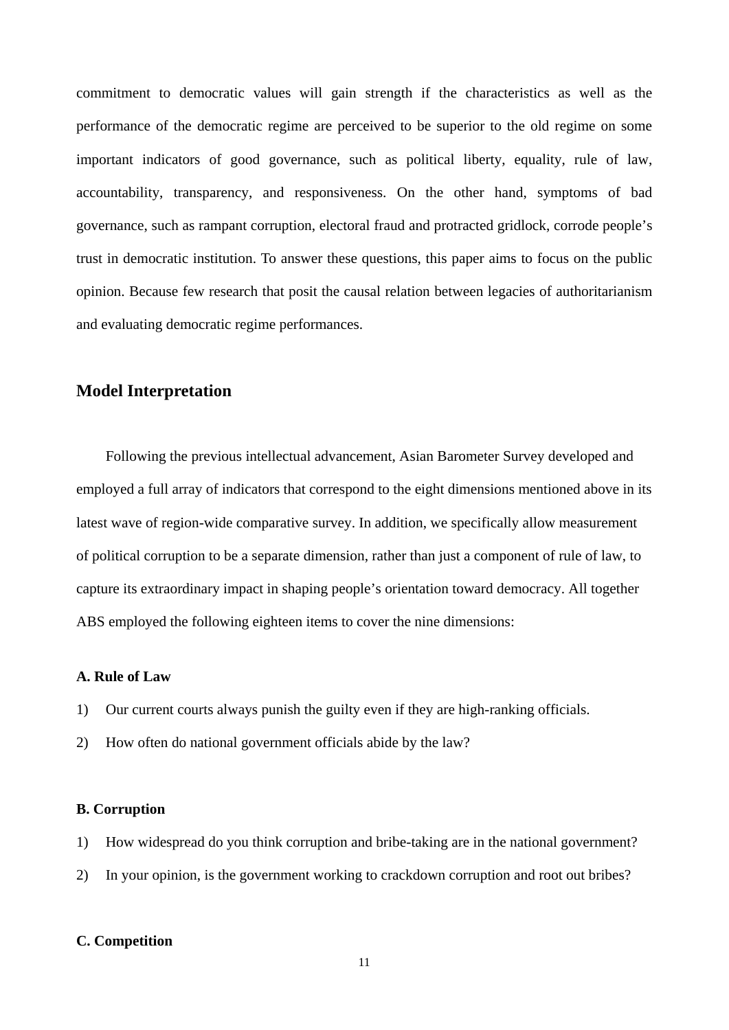commitment to democratic values will gain strength if the characteristics as well as the performance of the democratic regime are perceived to be superior to the old regime on some important indicators of good governance, such as political liberty, equality, rule of law, accountability, transparency, and responsiveness. On the other hand, symptoms of bad governance, such as rampant corruption, electoral fraud and protracted gridlock, corrode people's trust in democratic institution. To answer these questions, this paper aims to focus on the public opinion. Because few research that posit the causal relation between legacies of authoritarianism and evaluating democratic regime performances.

## Model Interpretation

Following the previous intellectual advancement, Asian Barometer Survey developed and employed a full array of indicators that correspond to the eight dimensions mentioned above in its latest wave of region-wide comparative survey. In addition, we specifically allow measurement of political corruption to be a separate dimension, rather than just a component of rule of law, to capture its extraordinary impact in shaping people's orientation toward democracy. All together ABS employed the following eighteen items to cover the nine dimensions:

**A. Rule of Law**

1) Our current courts always punish the guilty even if they are high-ranking officials.
2) How often do national government officials abide by the law?

**B. Corruption**

1) How widespread do you think corruption and bribe-taking are in the national government?
2) In your opinion, is the government working to crackdown corruption and root out bribes?

**C. Competition**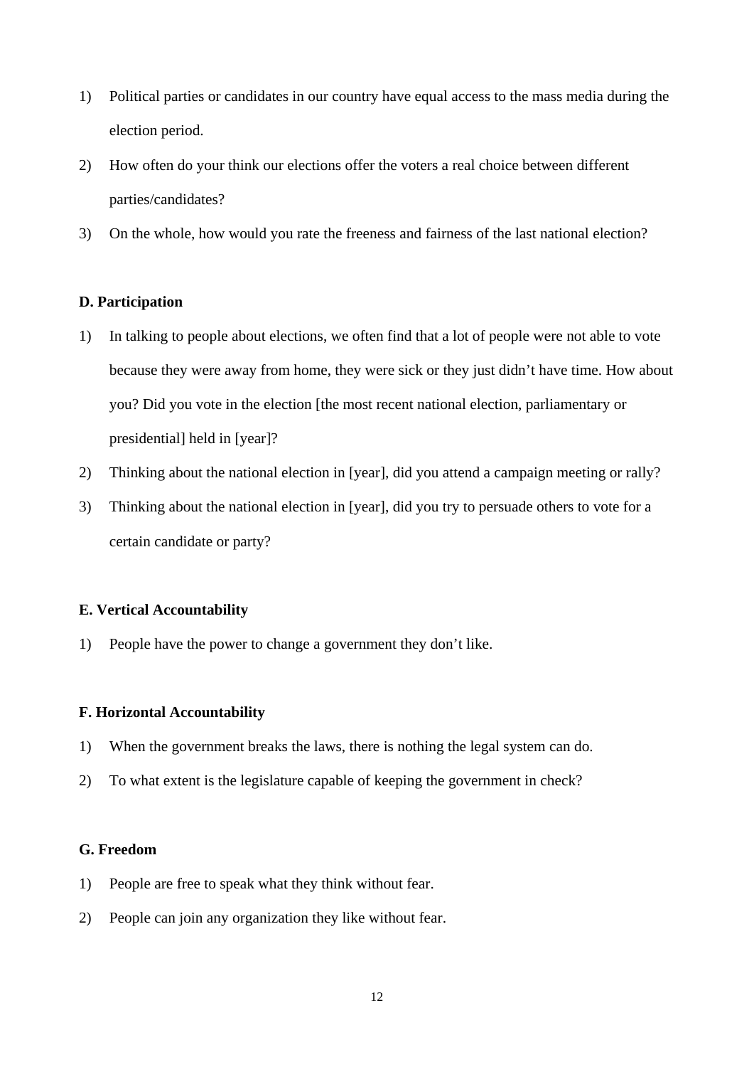1) Political parties or candidates in our country have equal access to the mass media during the election period.
2) How often do your think our elections offer the voters a real choice between different parties/candidates?
3) On the whole, how would you rate the freeness and fairness of the last national election?

**D. Participation**

1) In talking to people about elections, we often find that a lot of people were not able to vote because they were away from home, they were sick or they just didn't have time. How about you? Did you vote in the election [the most recent national election, parliamentary or presidential] held in [year]?
2) Thinking about the national election in [year], did you attend a campaign meeting or rally?
3) Thinking about the national election in [year], did you try to persuade others to vote for a certain candidate or party?

**E. Vertical Accountability**

1) People have the power to change a government they don't like.

**F. Horizontal Accountability**

1) When the government breaks the laws, there is nothing the legal system can do.
2) To what extent is the legislature capable of keeping the government in check?

**G. Freedom**

1) People are free to speak what they think without fear.
2) People can join any organization they like without fear.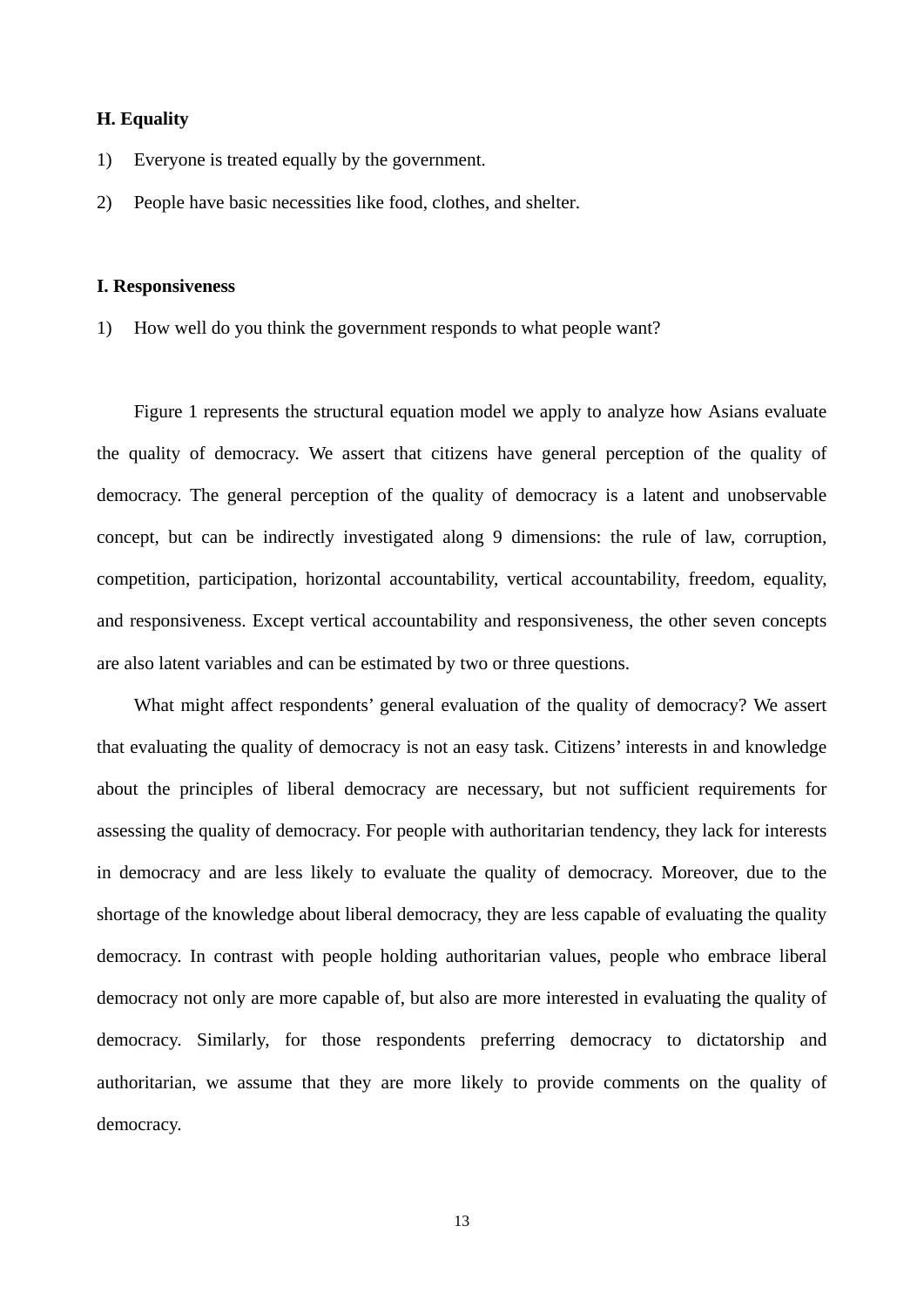**H. Equality**

1) Everyone is treated equally by the government.

2) People have basic necessities like food, clothes, and shelter.

**I. Responsiveness**

1) How well do you think the government responds to what people want?

Figure 1 represents the structural equation model we apply to analyze how Asians evaluate the quality of democracy. We assert that citizens have general perception of the quality of democracy. The general perception of the quality of democracy is a latent and unobservable concept, but can be indirectly investigated along 9 dimensions: the rule of law, corruption, competition, participation, horizontal accountability, vertical accountability, freedom, equality, and responsiveness. Except vertical accountability and responsiveness, the other seven concepts are also latent variables and can be estimated by two or three questions.

What might affect respondents' general evaluation of the quality of democracy? We assert that evaluating the quality of democracy is not an easy task. Citizens' interests in and knowledge about the principles of liberal democracy are necessary, but not sufficient requirements for assessing the quality of democracy. For people with authoritarian tendency, they lack for interests in democracy and are less likely to evaluate the quality of democracy. Moreover, due to the shortage of the knowledge about liberal democracy, they are less capable of evaluating the quality democracy. In contrast with people holding authoritarian values, people who embrace liberal democracy not only are more capable of, but also are more interested in evaluating the quality of democracy. Similarly, for those respondents preferring democracy to dictatorship and authoritarian, we assume that they are more likely to provide comments on the quality of democracy.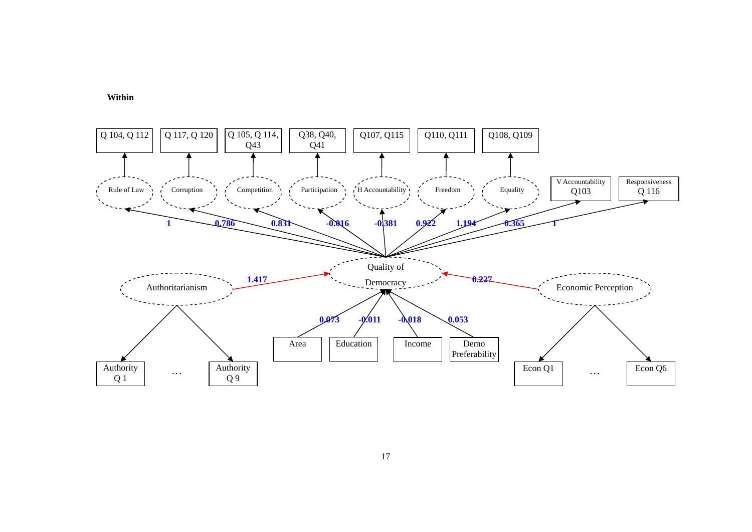**Within**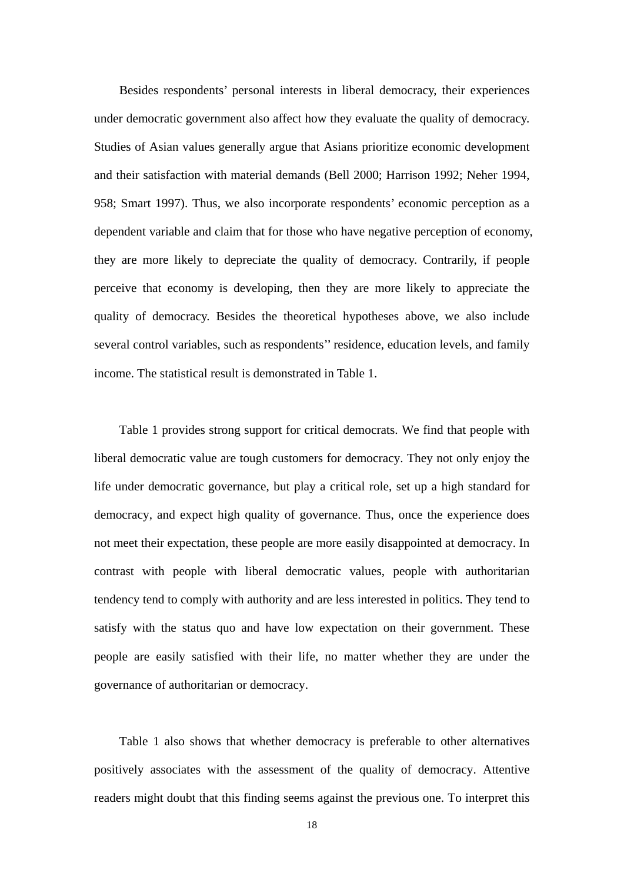Besides respondents' personal interests in liberal democracy, their experiences under democratic government also affect how they evaluate the quality of democracy. Studies of Asian values generally argue that Asians prioritize economic development and their satisfaction with material demands (Bell 2000; Harrison 1992; Neher 1994, 958; Smart 1997). Thus, we also incorporate respondents' economic perception as a dependent variable and claim that for those who have negative perception of economy, they are more likely to depreciate the quality of democracy. Contrarily, if people perceive that economy is developing, then they are more likely to appreciate the quality of democracy. Besides the theoretical hypotheses above, we also include several control variables, such as respondents'' residence, education levels, and family income. The statistical result is demonstrated in Table 1.

Table 1 provides strong support for critical democrats. We find that people with liberal democratic value are tough customers for democracy. They not only enjoy the life under democratic governance, but play a critical role, set up a high standard for democracy, and expect high quality of governance. Thus, once the experience does not meet their expectation, these people are more easily disappointed at democracy. In contrast with people with liberal democratic values, people with authoritarian tendency tend to comply with authority and are less interested in politics. They tend to satisfy with the status quo and have low expectation on their government. These people are easily satisfied with their life, no matter whether they are under the governance of authoritarian or democracy.

Table 1 also shows that whether democracy is preferable to other alternatives positively associates with the assessment of the quality of democracy. Attentive readers might doubt that this finding seems against the previous one. To interpret this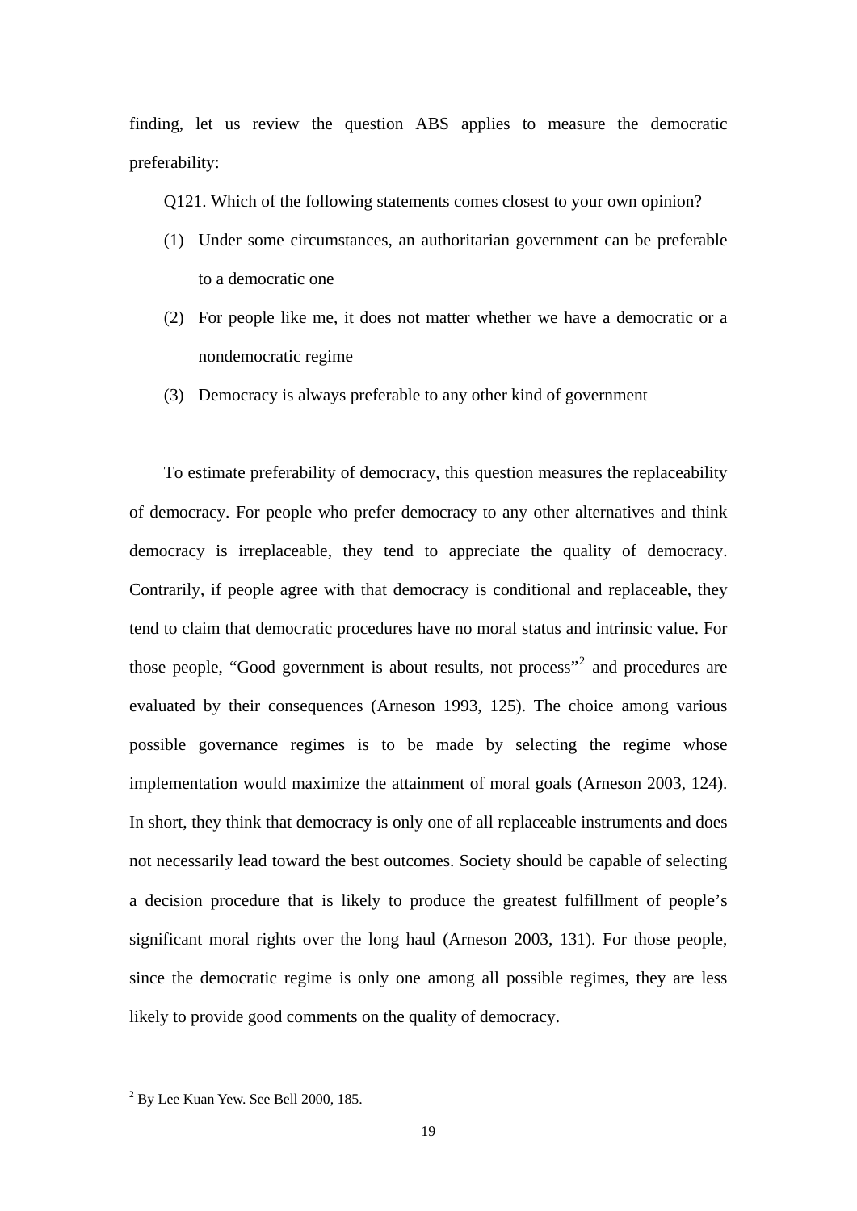finding, let us review the question ABS applies to measure the democratic preferability:

Q121. Which of the following statements comes closest to your own opinion?

(1) Under some circumstances, an authoritarian government can be preferable to a democratic one

(2) For people like me, it does not matter whether we have a democratic or a nondemocratic regime

(3) Democracy is always preferable to any other kind of government

To estimate preferability of democracy, this question measures the replaceability of democracy. For people who prefer democracy to any other alternatives and think democracy is irreplaceable, they tend to appreciate the quality of democracy. Contrarily, if people agree with that democracy is conditional and replaceable, they tend to claim that democratic procedures have no moral status and intrinsic value. For those people, "Good government is about results, not process"[2] and procedures are evaluated by their consequences (Arneson 1993, 125). The choice among various possible governance regimes is to be made by selecting the regime whose implementation would maximize the attainment of moral goals (Arneson 2003, 124). In short, they think that democracy is only one of all replaceable instruments and does not necessarily lead toward the best outcomes. Society should be capable of selecting a decision procedure that is likely to produce the greatest fulfillment of people's significant moral rights over the long haul (Arneson 2003, 131). For those people, since the democratic regime is only one among all possible regimes, they are less likely to provide good comments on the quality of democracy.

---

[2] By Lee Kuan Yew. See Bell 2000, 185.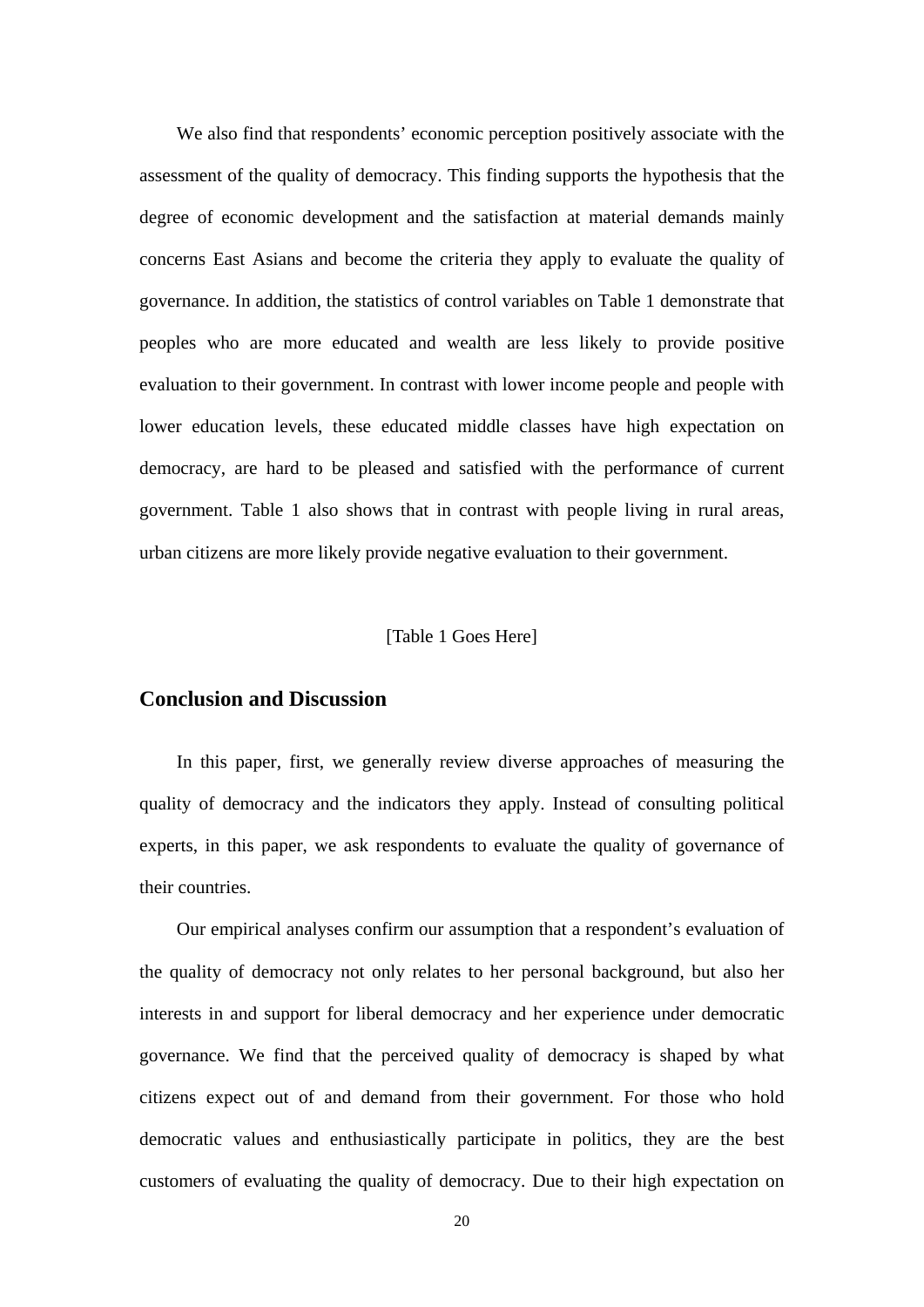We also find that respondents' economic perception positively associate with the assessment of the quality of democracy. This finding supports the hypothesis that the degree of economic development and the satisfaction at material demands mainly concerns East Asians and become the criteria they apply to evaluate the quality of governance. In addition, the statistics of control variables on Table 1 demonstrate that peoples who are more educated and wealth are less likely to provide positive evaluation to their government. In contrast with lower income people and people with lower education levels, these educated middle classes have high expectation on democracy, are hard to be pleased and satisfied with the performance of current government. Table 1 also shows that in contrast with people living in rural areas, urban citizens are more likely provide negative evaluation to their government.

[Table 1 Goes Here]

## Conclusion and Discussion

In this paper, first, we generally review diverse approaches of measuring the quality of democracy and the indicators they apply. Instead of consulting political experts, in this paper, we ask respondents to evaluate the quality of governance of their countries.

Our empirical analyses confirm our assumption that a respondent's evaluation of the quality of democracy not only relates to her personal background, but also her interests in and support for liberal democracy and her experience under democratic governance. We find that the perceived quality of democracy is shaped by what citizens expect out of and demand from their government. For those who hold democratic values and enthusiastically participate in politics, they are the best customers of evaluating the quality of democracy. Due to their high expectation on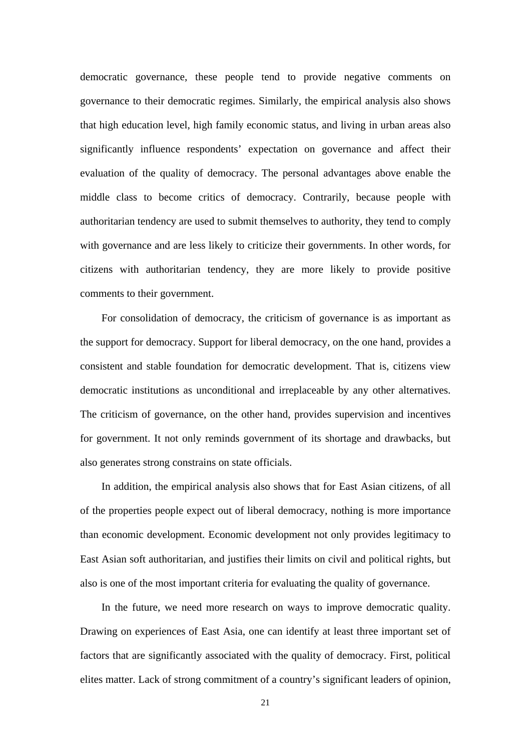democratic governance, these people tend to provide negative comments on governance to their democratic regimes. Similarly, the empirical analysis also shows that high education level, high family economic status, and living in urban areas also significantly influence respondents' expectation on governance and affect their evaluation of the quality of democracy. The personal advantages above enable the middle class to become critics of democracy. Contrarily, because people with authoritarian tendency are used to submit themselves to authority, they tend to comply with governance and are less likely to criticize their governments. In other words, for citizens with authoritarian tendency, they are more likely to provide positive comments to their government.

For consolidation of democracy, the criticism of governance is as important as the support for democracy. Support for liberal democracy, on the one hand, provides a consistent and stable foundation for democratic development. That is, citizens view democratic institutions as unconditional and irreplaceable by any other alternatives. The criticism of governance, on the other hand, provides supervision and incentives for government. It not only reminds government of its shortage and drawbacks, but also generates strong constrains on state officials.

In addition, the empirical analysis also shows that for East Asian citizens, of all of the properties people expect out of liberal democracy, nothing is more importance than economic development. Economic development not only provides legitimacy to East Asian soft authoritarian, and justifies their limits on civil and political rights, but also is one of the most important criteria for evaluating the quality of governance.

In the future, we need more research on ways to improve democratic quality. Drawing on experiences of East Asia, one can identify at least three important set of factors that are significantly associated with the quality of democracy. First, political elites matter. Lack of strong commitment of a country's significant leaders of opinion,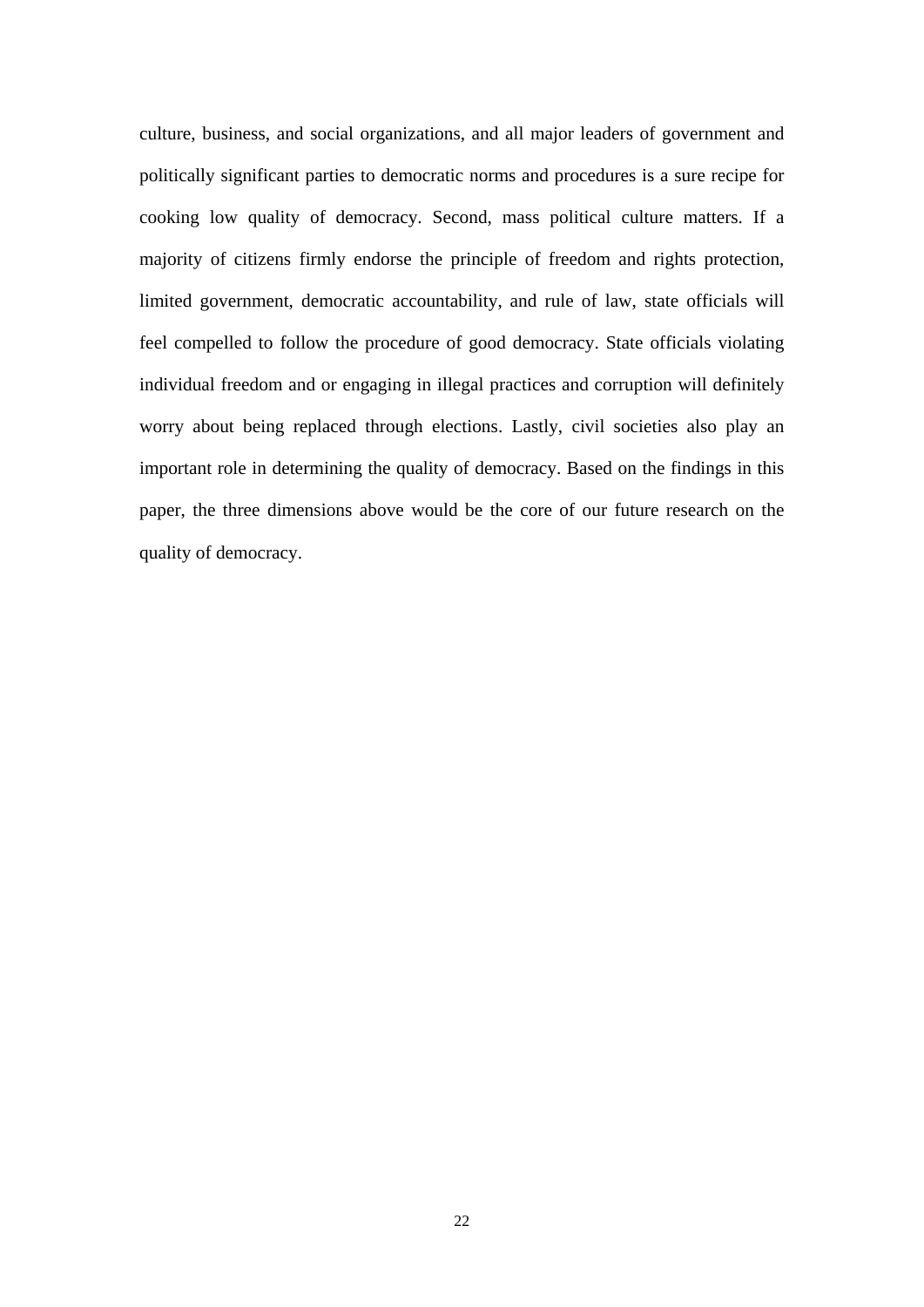culture, business, and social organizations, and all major leaders of government and politically significant parties to democratic norms and procedures is a sure recipe for cooking low quality of democracy. Second, mass political culture matters. If a majority of citizens firmly endorse the principle of freedom and rights protection, limited government, democratic accountability, and rule of law, state officials will feel compelled to follow the procedure of good democracy. State officials violating individual freedom and or engaging in illegal practices and corruption will definitely worry about being replaced through elections. Lastly, civil societies also play an important role in determining the quality of democracy. Based on the findings in this paper, the three dimensions above would be the core of our future research on the quality of democracy.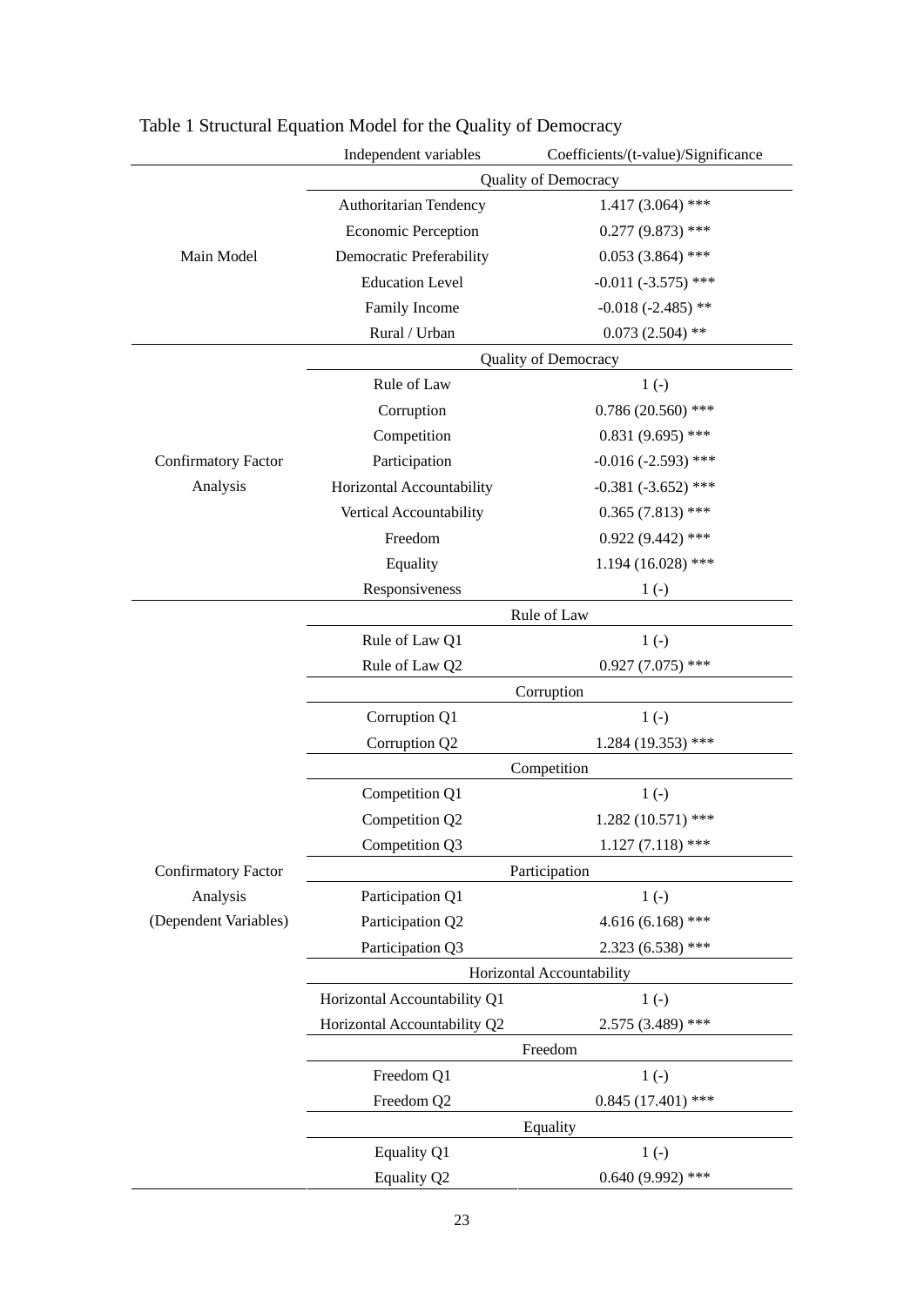Table 1 Structural Equation Model for the Quality of Democracy

| | Independent variables | Coefficients/(t-value)/Significance |
|---|---|---|
| | Quality of Democracy | |
| Main Model | Authoritarian Tendency | 1.417 (3.064) *** |
| | Economic Perception | 0.277 (9.873) *** |
| | Democratic Preferability | 0.053 (3.864) *** |
| | Education Level | -0.011 (-3.575) *** |
| | Family Income | -0.018 (-2.485) ** |
| | Rural / Urban | 0.073 (2.504) ** |
| | Quality of Democracy | |
| Confirmatory Factor Analysis | Rule of Law | 1 (-) |
| | Corruption | 0.786 (20.560) *** |
| | Competition | 0.831 (9.695) *** |
| | Participation | -0.016 (-2.593) *** |
| | Horizontal Accountability | -0.381 (-3.652) *** |
| | Vertical Accountability | 0.365 (7.813) *** |
| | Freedom | 0.922 (9.442) *** |
| | Equality | 1.194 (16.028) *** |
| | Responsiveness | 1 (-) |
| | Rule of Law | |
| Confirmatory Factor Analysis (Dependent Variables) | Rule of Law Q1 | 1 (-) |
| | Rule of Law Q2 | 0.927 (7.075) *** |
| | Corruption | |
| | Corruption Q1 | 1 (-) |
| | Corruption Q2 | 1.284 (19.353) *** |
| | Competition | |
| | Competition Q1 | 1 (-) |
| | Competition Q2 | 1.282 (10.571) *** |
| | Competition Q3 | 1.127 (7.118) *** |
| | Participation | |
| | Participation Q1 | 1 (-) |
| | Participation Q2 | 4.616 (6.168) *** |
| | Participation Q3 | 2.323 (6.538) *** |
| | Horizontal Accountability | |
| | Horizontal Accountability Q1 | 1 (-) |
| | Horizontal Accountability Q2 | 2.575 (3.489) *** |
| | Freedom | |
| | Freedom Q1 | 1 (-) |
| | Freedom Q2 | 0.845 (17.401) *** |
| | Equality | |
| | Equality Q1 | 1 (-) |
| | Equality Q2 | 0.640 (9.992) *** |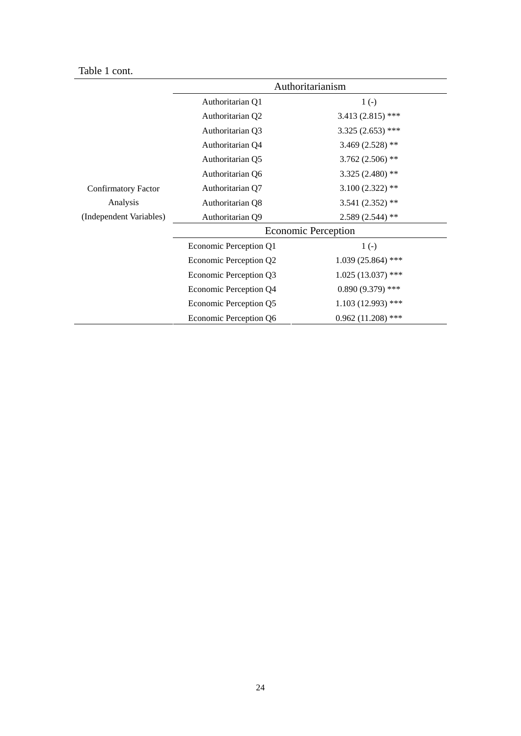Table 1 cont.

| | | |
|---|---|---|
| | **Authoritarianism** | |
| Confirmatory Factor Analysis (Independent Variables) | Authoritarian Q1 | 1 (-) |
| | Authoritarian Q2 | 3.413 (2.815) *** |
| | Authoritarian Q3 | 3.325 (2.653) *** |
| | Authoritarian Q4 | 3.469 (2.528) ** |
| | Authoritarian Q5 | 3.762 (2.506) ** |
| | Authoritarian Q6 | 3.325 (2.480) ** |
| | Authoritarian Q7 | 3.100 (2.322) ** |
| | Authoritarian Q8 | 3.541 (2.352) ** |
| | Authoritarian Q9 | 2.589 (2.544) ** |
| | **Economic Perception** | |
| | Economic Perception Q1 | 1 (-) |
| | Economic Perception Q2 | 1.039 (25.864) *** |
| | Economic Perception Q3 | 1.025 (13.037) *** |
| | Economic Perception Q4 | 0.890 (9.379) *** |
| | Economic Perception Q5 | 1.103 (12.993) *** |
| | Economic Perception Q6 | 0.962 (11.208) *** |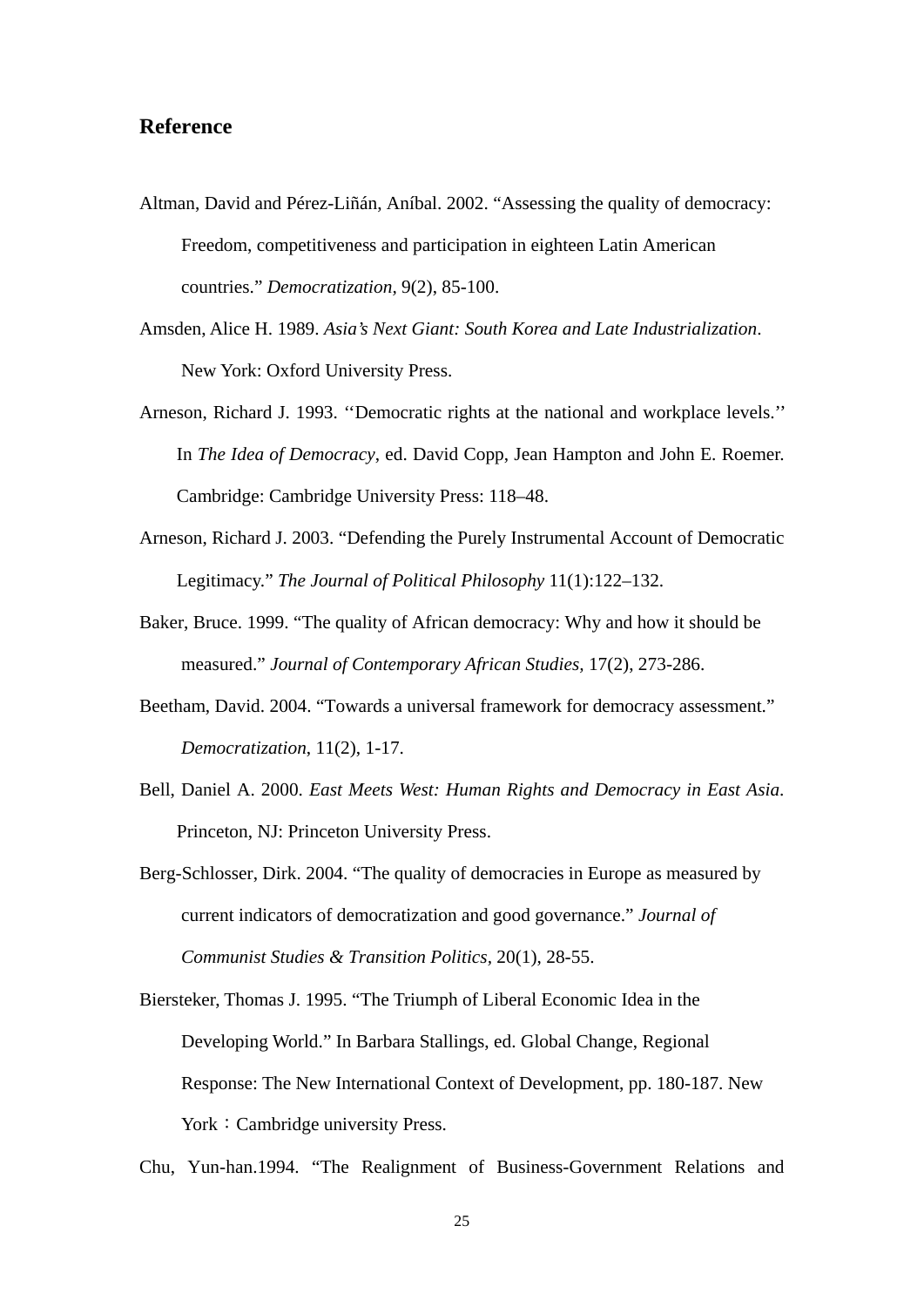## Reference

Altman, David and Pérez-Liñán, Aníbal. 2002. "Assessing the quality of democracy: Freedom, competitiveness and participation in eighteen Latin American countries." *Democratization,* 9(2), 85-100.

Amsden, Alice H. 1989. *Asia's Next Giant: South Korea and Late Industrialization*. New York: Oxford University Press.

Arneson, Richard J. 1993. ''Democratic rights at the national and workplace levels.'' In *The Idea of Democracy*, ed. David Copp, Jean Hampton and John E. Roemer. Cambridge: Cambridge University Press: 118–48.

Arneson, Richard J. 2003. "Defending the Purely Instrumental Account of Democratic Legitimacy." *The Journal of Political Philosophy* 11(1):122–132.

Baker, Bruce. 1999. "The quality of African democracy: Why and how it should be measured." *Journal of Contemporary African Studies,* 17(2), 273-286.

Beetham, David. 2004. "Towards a universal framework for democracy assessment." *Democratization*, 11(2), 1-17.

Bell, Daniel A. 2000. *East Meets West: Human Rights and Democracy in East Asia*. Princeton, NJ: Princeton University Press.

Berg-Schlosser, Dirk. 2004. "The quality of democracies in Europe as measured by current indicators of democratization and good governance." *Journal of Communist Studies & Transition Politics*, 20(1), 28-55.

Biersteker, Thomas J. 1995. "The Triumph of Liberal Economic Idea in the Developing World." In Barbara Stallings, ed. Global Change, Regional Response: The New International Context of Development, pp. 180-187. New York：Cambridge university Press.

Chu, Yun-han.1994. "The Realignment of Business-Government Relations and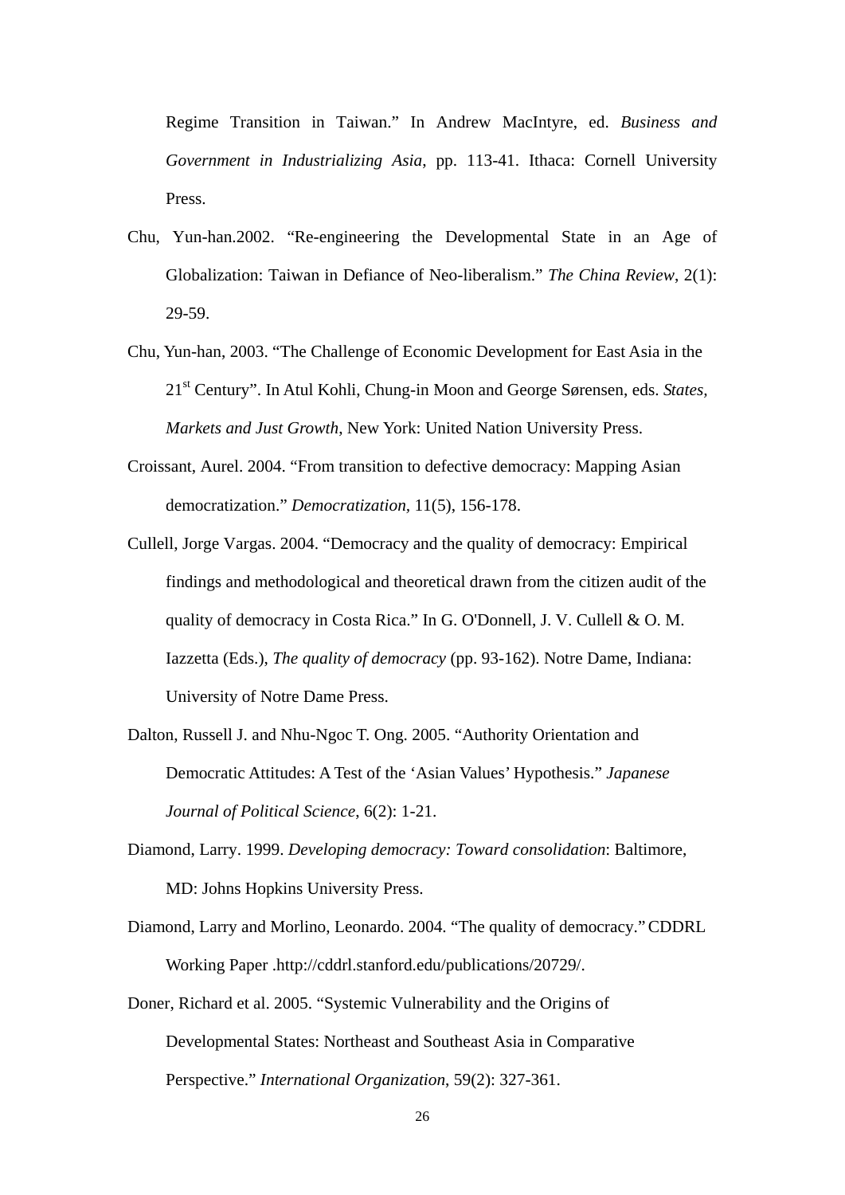Regime Transition in Taiwan." In Andrew MacIntyre, ed. *Business and Government in Industrializing Asia*, pp. 113-41. Ithaca: Cornell University Press.

Chu, Yun-han.2002. "Re-engineering the Developmental State in an Age of Globalization: Taiwan in Defiance of Neo-liberalism." *The China Review*, 2(1): 29-59.

Chu, Yun-han, 2003. "The Challenge of Economic Development for East Asia in the 21st Century". In Atul Kohli, Chung-in Moon and George Sørensen, eds. *States, Markets and Just Growth*, New York: United Nation University Press.

Croissant, Aurel. 2004. "From transition to defective democracy: Mapping Asian democratization." *Democratization*, 11(5), 156-178.

Cullell, Jorge Vargas. 2004. "Democracy and the quality of democracy: Empirical findings and methodological and theoretical drawn from the citizen audit of the quality of democracy in Costa Rica." In G. O'Donnell, J. V. Cullell & O. M. Iazzetta (Eds.), *The quality of democracy* (pp. 93-162). Notre Dame, Indiana: University of Notre Dame Press.

Dalton, Russell J. and Nhu-Ngoc T. Ong. 2005. "Authority Orientation and Democratic Attitudes: A Test of the 'Asian Values' Hypothesis." *Japanese Journal of Political Science*, 6(2): 1-21.

Diamond, Larry. 1999. *Developing democracy: Toward consolidation*: Baltimore, MD: Johns Hopkins University Press.

Diamond, Larry and Morlino, Leonardo. 2004. "The quality of democracy." CDDRL Working Paper .http://cddrl.stanford.edu/publications/20729/.

Doner, Richard et al. 2005. "Systemic Vulnerability and the Origins of Developmental States: Northeast and Southeast Asia in Comparative Perspective." *International Organization*, 59(2): 327-361.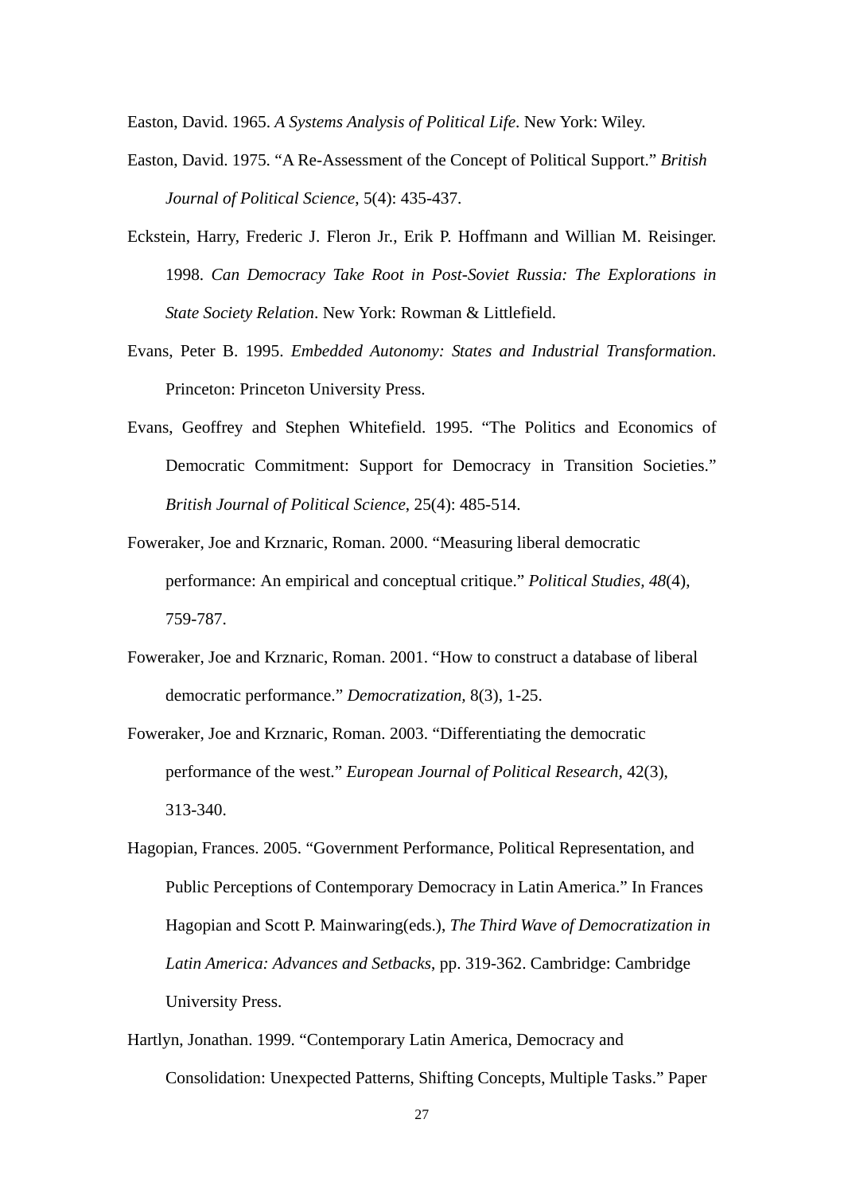Easton, David. 1965. *A Systems Analysis of Political Life*. New York: Wiley.

Easton, David. 1975. "A Re-Assessment of the Concept of Political Support." *British Journal of Political Science,* 5(4): 435-437.

Eckstein, Harry, Frederic J. Fleron Jr., Erik P. Hoffmann and Willian M. Reisinger. 1998. *Can Democracy Take Root in Post-Soviet Russia: The Explorations in State Society Relation*. New York: Rowman & Littlefield.

Evans, Peter B. 1995. *Embedded Autonomy: States and Industrial Transformation*. Princeton: Princeton University Press.

Evans, Geoffrey and Stephen Whitefield. 1995. "The Politics and Economics of Democratic Commitment: Support for Democracy in Transition Societies." *British Journal of Political Science*, 25(4): 485-514.

Foweraker, Joe and Krznaric, Roman. 2000. "Measuring liberal democratic performance: An empirical and conceptual critique." *Political Studies, 48*(4), 759-787.

Foweraker, Joe and Krznaric, Roman. 2001. "How to construct a database of liberal democratic performance." *Democratization,* 8(3), 1-25.

Foweraker, Joe and Krznaric, Roman. 2003. "Differentiating the democratic performance of the west." *European Journal of Political Research,* 42(3), 313-340.

Hagopian, Frances. 2005. "Government Performance, Political Representation, and Public Perceptions of Contemporary Democracy in Latin America." In Frances Hagopian and Scott P. Mainwaring(eds.), *The Third Wave of Democratization in Latin America: Advances and Setbacks*, pp. 319-362. Cambridge: Cambridge University Press.

Hartlyn, Jonathan. 1999. "Contemporary Latin America, Democracy and Consolidation: Unexpected Patterns, Shifting Concepts, Multiple Tasks." Paper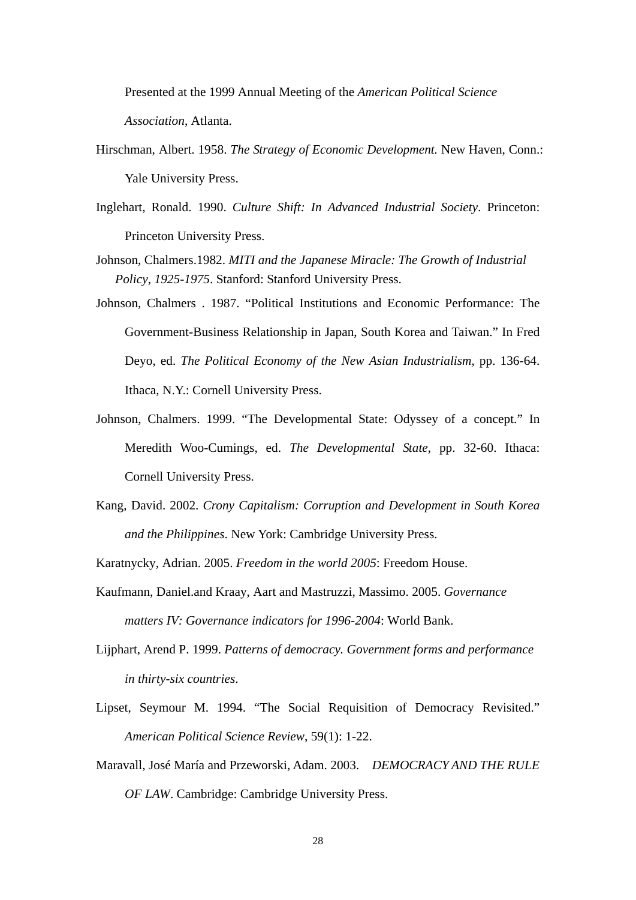Presented at the 1999 Annual Meeting of the *American Political Science Association*, Atlanta.

Hirschman, Albert. 1958. *The Strategy of Economic Development.* New Haven, Conn.: Yale University Press.

Inglehart, Ronald. 1990. *Culture Shift: In Advanced Industrial Society*. Princeton: Princeton University Press.

Johnson, Chalmers.1982. *MITI and the Japanese Miracle: The Growth of Industrial Policy, 1925-1975*. Stanford: Stanford University Press.

Johnson, Chalmers . 1987. "Political Institutions and Economic Performance: The Government-Business Relationship in Japan, South Korea and Taiwan." In Fred Deyo, ed. *The Political Economy of the New Asian Industrialism*, pp. 136-64. Ithaca, N.Y.: Cornell University Press.

Johnson, Chalmers. 1999. "The Developmental State: Odyssey of a concept." In Meredith Woo-Cumings, ed. *The Developmental State*, pp. 32-60. Ithaca: Cornell University Press.

Kang, David. 2002. *Crony Capitalism: Corruption and Development in South Korea and the Philippines*. New York: Cambridge University Press.

Karatnycky, Adrian. 2005. *Freedom in the world 2005*: Freedom House.

Kaufmann, Daniel.and Kraay, Aart and Mastruzzi, Massimo. 2005. *Governance matters IV: Governance indicators for 1996-2004*: World Bank.

Lijphart, Arend P. 1999. *Patterns of democracy. Government forms and performance in thirty-six countries*.

Lipset, Seymour M. 1994. "The Social Requisition of Democracy Revisited." *American Political Science Review*, 59(1): 1-22.

Maravall, José María and Przeworski, Adam. 2003. *DEMOCRACY AND THE RULE OF LAW*. Cambridge: Cambridge University Press.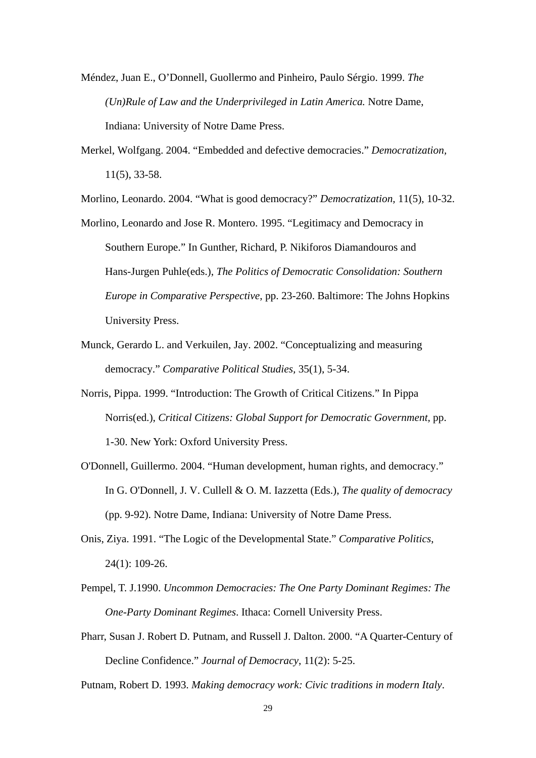Méndez, Juan E., O'Donnell, Guollermo and Pinheiro, Paulo Sérgio. 1999. *The (Un)Rule of Law and the Underprivileged in Latin America.* Notre Dame, Indiana: University of Notre Dame Press.

Merkel, Wolfgang. 2004. "Embedded and defective democracies." *Democratization*, 11(5), 33-58.

Morlino, Leonardo. 2004. "What is good democracy?" *Democratization*, 11(5), 10-32.

Morlino, Leonardo and Jose R. Montero. 1995. "Legitimacy and Democracy in Southern Europe." In Gunther, Richard, P. Nikiforos Diamandouros and Hans-Jurgen Puhle(eds.), *The Politics of Democratic Consolidation: Southern Europe in Comparative Perspective*, pp. 23-260. Baltimore: The Johns Hopkins University Press.

Munck, Gerardo L. and Verkuilen, Jay. 2002. "Conceptualizing and measuring democracy." *Comparative Political Studies*, 35(1), 5-34.

Norris, Pippa. 1999. "Introduction: The Growth of Critical Citizens." In Pippa Norris(ed.), *Critical Citizens: Global Support for Democratic Government*, pp. 1-30. New York: Oxford University Press.

O'Donnell, Guillermo. 2004. "Human development, human rights, and democracy." In G. O'Donnell, J. V. Cullell & O. M. Iazzetta (Eds.), *The quality of democracy* (pp. 9-92). Notre Dame, Indiana: University of Notre Dame Press.

Onis, Ziya. 1991. "The Logic of the Developmental State." *Comparative Politics*, 24(1): 109-26.

Pempel, T. J.1990. *Uncommon Democracies: The One Party Dominant Regimes: The One-Party Dominant Regimes*. Ithaca: Cornell University Press.

Pharr, Susan J. Robert D. Putnam, and Russell J. Dalton. 2000. "A Quarter-Century of Decline Confidence." *Journal of Democracy*, 11(2): 5-25.

Putnam, Robert D. 1993. *Making democracy work: Civic traditions in modern Italy*.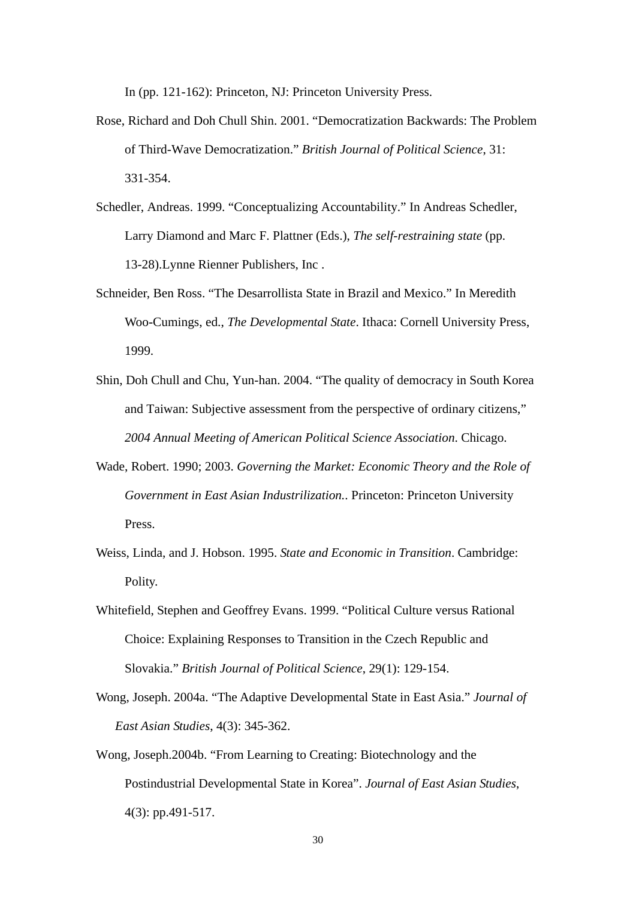In (pp. 121-162): Princeton, NJ: Princeton University Press.

Rose, Richard and Doh Chull Shin. 2001. "Democratization Backwards: The Problem of Third-Wave Democratization." *British Journal of Political Science*, 31: 331-354.

Schedler, Andreas. 1999. "Conceptualizing Accountability." In Andreas Schedler, Larry Diamond and Marc F. Plattner (Eds.), *The self-restraining state* (pp. 13-28).Lynne Rienner Publishers, Inc .

Schneider, Ben Ross. "The Desarrollista State in Brazil and Mexico." In Meredith Woo-Cumings, ed., *The Developmental State*. Ithaca: Cornell University Press, 1999.

Shin, Doh Chull and Chu, Yun-han. 2004. "The quality of democracy in South Korea and Taiwan: Subjective assessment from the perspective of ordinary citizens," *2004 Annual Meeting of American Political Science Association*. Chicago.

Wade, Robert. 1990; 2003. *Governing the Market: Economic Theory and the Role of Government in East Asian Industrilization.*. Princeton: Princeton University Press.

Weiss, Linda, and J. Hobson. 1995. *State and Economic in Transition*. Cambridge: Polity.

Whitefield, Stephen and Geoffrey Evans. 1999. "Political Culture versus Rational Choice: Explaining Responses to Transition in the Czech Republic and Slovakia." *British Journal of Political Science*, 29(1): 129-154.

Wong, Joseph. 2004a. "The Adaptive Developmental State in East Asia." *Journal of East Asian Studies*, 4(3): 345-362.

Wong, Joseph.2004b. "From Learning to Creating: Biotechnology and the Postindustrial Developmental State in Korea". *Journal of East Asian Studies*, 4(3): pp.491-517.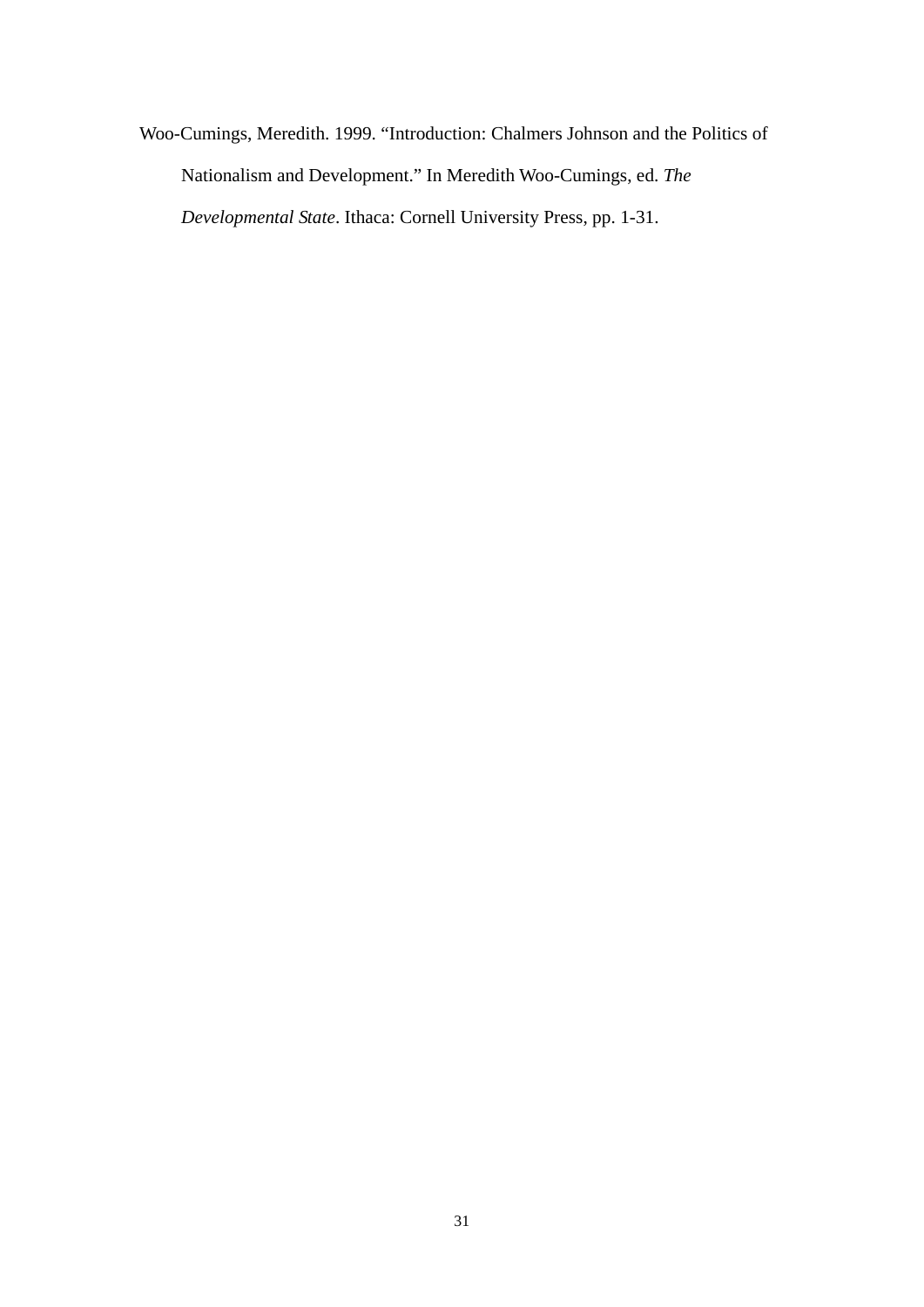Woo-Cumings, Meredith. 1999. "Introduction: Chalmers Johnson and the Politics of Nationalism and Development." In Meredith Woo-Cumings, ed. *The Developmental State*. Ithaca: Cornell University Press, pp. 1-31.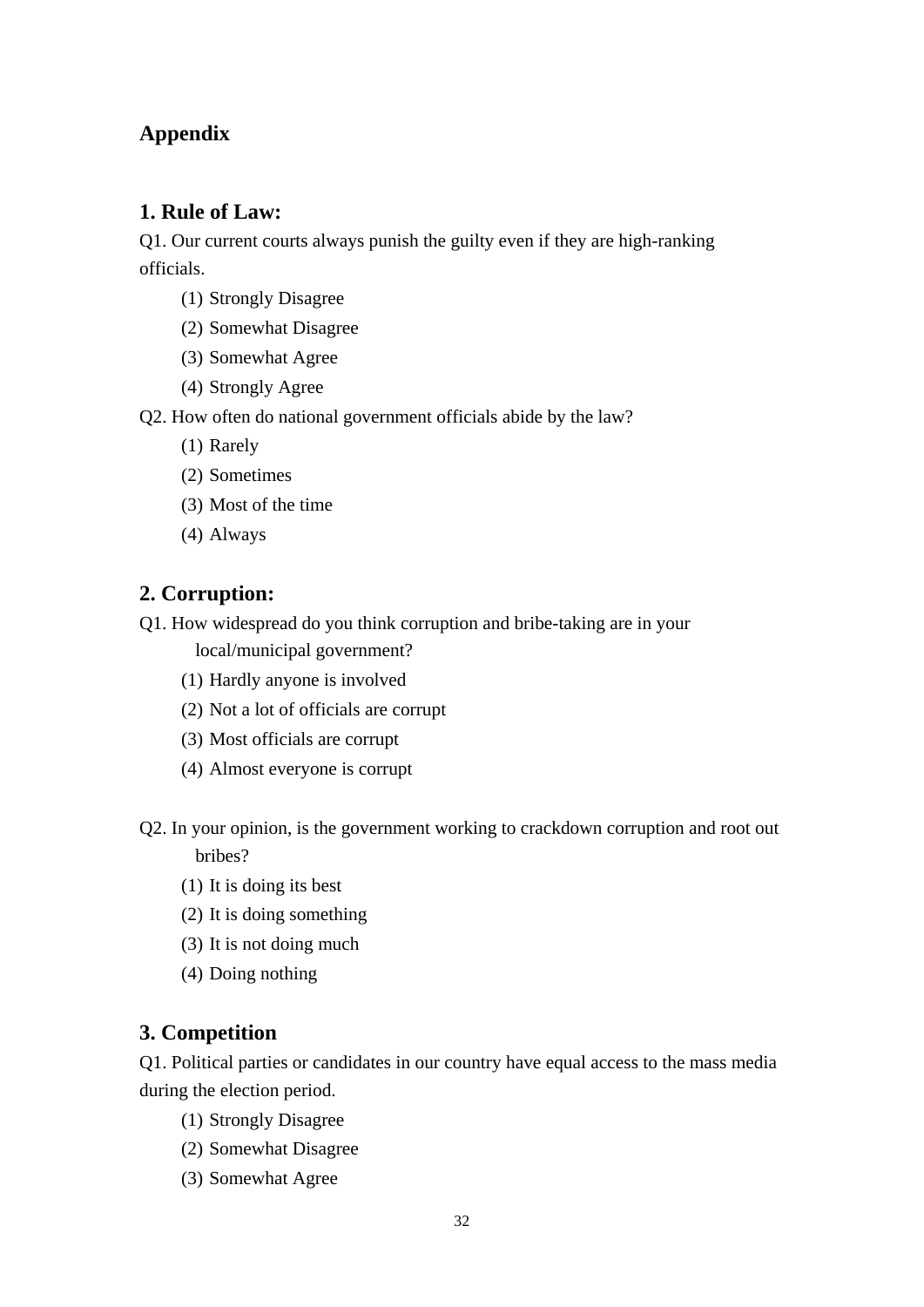## Appendix

### 1. Rule of Law:

Q1. Our current courts always punish the guilty even if they are high-ranking officials.

(1) Strongly Disagree
(2) Somewhat Disagree
(3) Somewhat Agree
(4) Strongly Agree

Q2. How often do national government officials abide by the law?

(1) Rarely
(2) Sometimes
(3) Most of the time
(4) Always

### 2. Corruption:

Q1. How widespread do you think corruption and bribe-taking are in your local/municipal government?

(1) Hardly anyone is involved
(2) Not a lot of officials are corrupt
(3) Most officials are corrupt
(4) Almost everyone is corrupt

Q2. In your opinion, is the government working to crackdown corruption and root out bribes?

(1) It is doing its best
(2) It is doing something
(3) It is not doing much
(4) Doing nothing

### 3. Competition

Q1. Political parties or candidates in our country have equal access to the mass media during the election period.

(1) Strongly Disagree
(2) Somewhat Disagree
(3) Somewhat Agree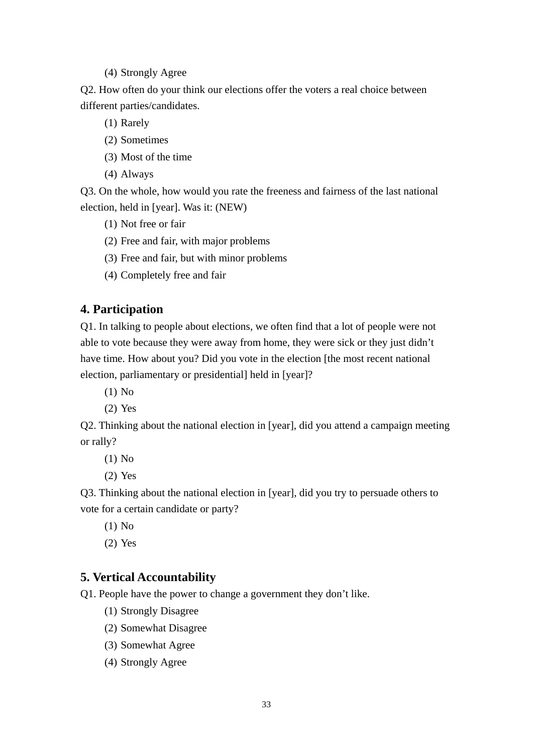(4) Strongly Agree

Q2. How often do your think our elections offer the voters a real choice between different parties/candidates.

(1) Rarely
(2) Sometimes
(3) Most of the time
(4) Always

Q3. On the whole, how would you rate the freeness and fairness of the last national election, held in [year]. Was it: (NEW)

(1) Not free or fair
(2) Free and fair, with major problems
(3) Free and fair, but with minor problems
(4) Completely free and fair

## 4. Participation

Q1. In talking to people about elections, we often find that a lot of people were not able to vote because they were away from home, they were sick or they just didn't have time. How about you? Did you vote in the election [the most recent national election, parliamentary or presidential] held in [year]?

(1) No
(2) Yes

Q2. Thinking about the national election in [year], did you attend a campaign meeting or rally?

(1) No
(2) Yes

Q3. Thinking about the national election in [year], did you try to persuade others to vote for a certain candidate or party?

(1) No
(2) Yes

## 5. Vertical Accountability

Q1. People have the power to change a government they don't like.

(1) Strongly Disagree
(2) Somewhat Disagree
(3) Somewhat Agree
(4) Strongly Agree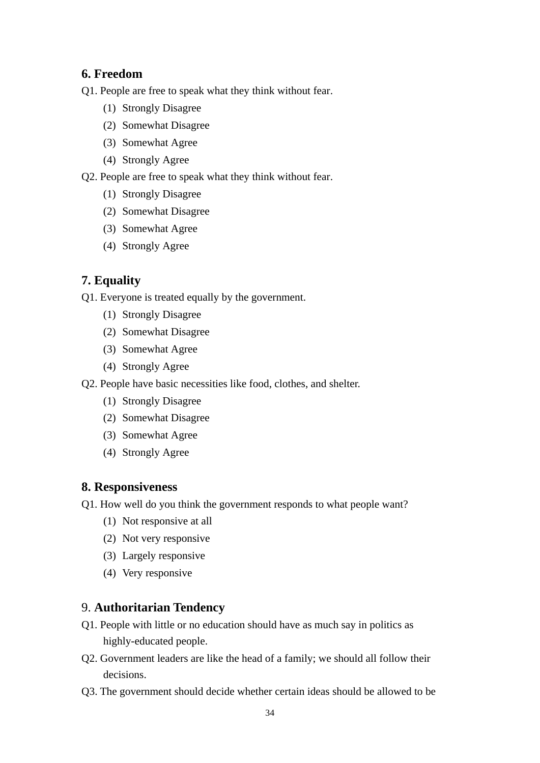## 6. Freedom

Q1. People are free to speak what they think without fear.

(1) Strongly Disagree
(2) Somewhat Disagree
(3) Somewhat Agree
(4) Strongly Agree

Q2. People are free to speak what they think without fear.

(1) Strongly Disagree
(2) Somewhat Disagree
(3) Somewhat Agree
(4) Strongly Agree

## 7. Equality

Q1. Everyone is treated equally by the government.

(1) Strongly Disagree
(2) Somewhat Disagree
(3) Somewhat Agree
(4) Strongly Agree

Q2. People have basic necessities like food, clothes, and shelter.

(1) Strongly Disagree
(2) Somewhat Disagree
(3) Somewhat Agree
(4) Strongly Agree

## 8. Responsiveness

Q1. How well do you think the government responds to what people want?

(1) Not responsive at all
(2) Not very responsive
(3) Largely responsive
(4) Very responsive

## 9. Authoritarian Tendency

Q1. People with little or no education should have as much say in politics as highly-educated people.

Q2. Government leaders are like the head of a family; we should all follow their decisions.

Q3. The government should decide whether certain ideas should be allowed to be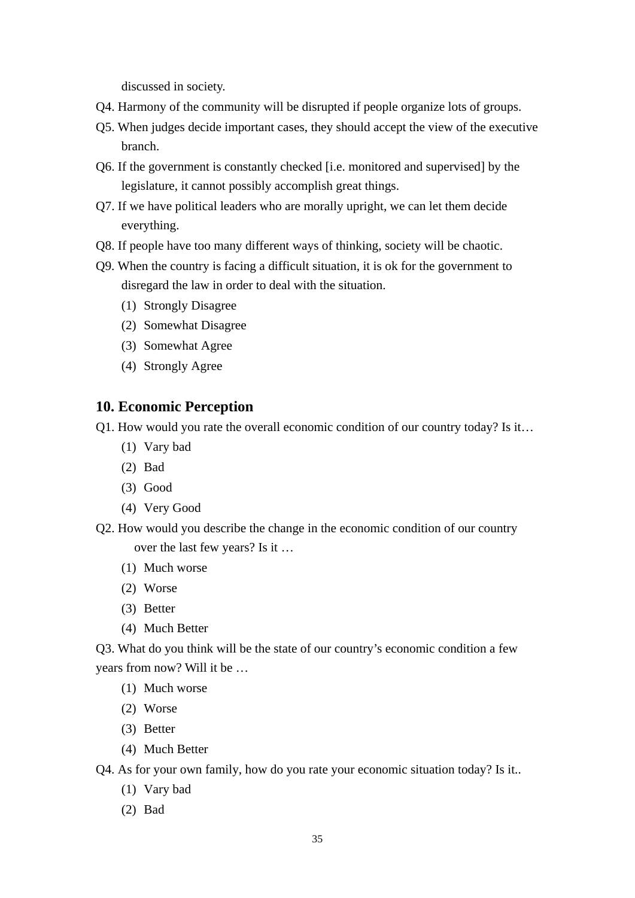discussed in society.

Q4. Harmony of the community will be disrupted if people organize lots of groups.

Q5. When judges decide important cases, they should accept the view of the executive branch.

Q6. If the government is constantly checked [i.e. monitored and supervised] by the legislature, it cannot possibly accomplish great things.

Q7. If we have political leaders who are morally upright, we can let them decide everything.

Q8. If people have too many different ways of thinking, society will be chaotic.

Q9. When the country is facing a difficult situation, it is ok for the government to disregard the law in order to deal with the situation.

(1) Strongly Disagree
(2) Somewhat Disagree
(3) Somewhat Agree
(4) Strongly Agree

## 10. Economic Perception

Q1. How would you rate the overall economic condition of our country today? Is it…

(1) Vary bad
(2) Bad
(3) Good
(4) Very Good

Q2. How would you describe the change in the economic condition of our country over the last few years? Is it …

(1) Much worse
(2) Worse
(3) Better
(4) Much Better

Q3. What do you think will be the state of our country's economic condition a few years from now? Will it be …

(1) Much worse
(2) Worse
(3) Better
(4) Much Better

Q4. As for your own family, how do you rate your economic situation today? Is it..

(1) Vary bad
(2) Bad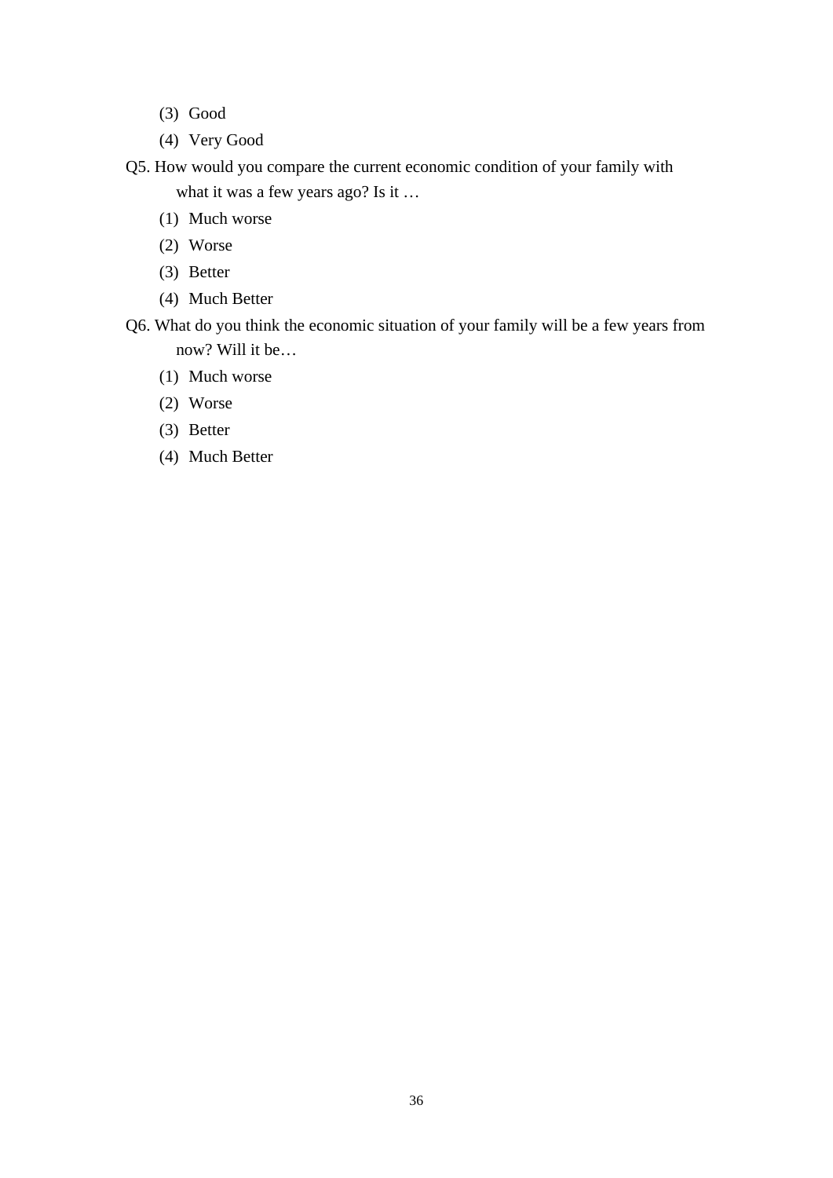(3) Good
(4) Very Good

Q5. How would you compare the current economic condition of your family with what it was a few years ago? Is it …

(1) Much worse
(2) Worse
(3) Better
(4) Much Better

Q6. What do you think the economic situation of your family will be a few years from now? Will it be…

(1) Much worse
(2) Worse
(3) Better
(4) Much Better